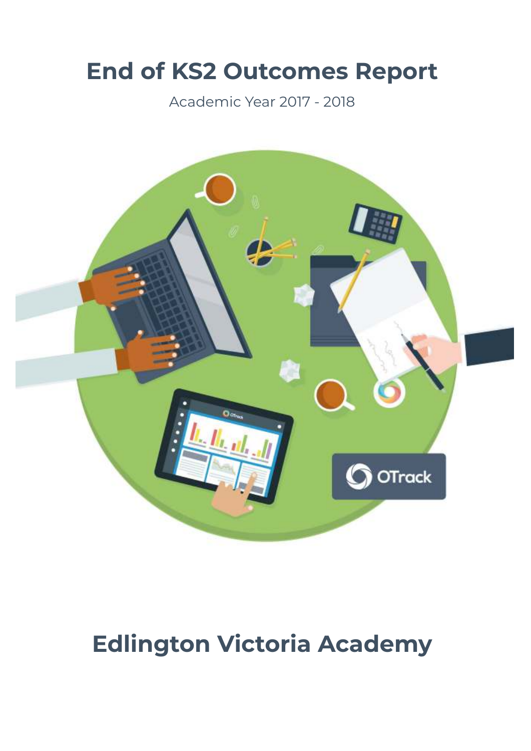# End of KS2 Outcomes Report

Academic Year 2017 - 2018

# Edlington Victoria Academy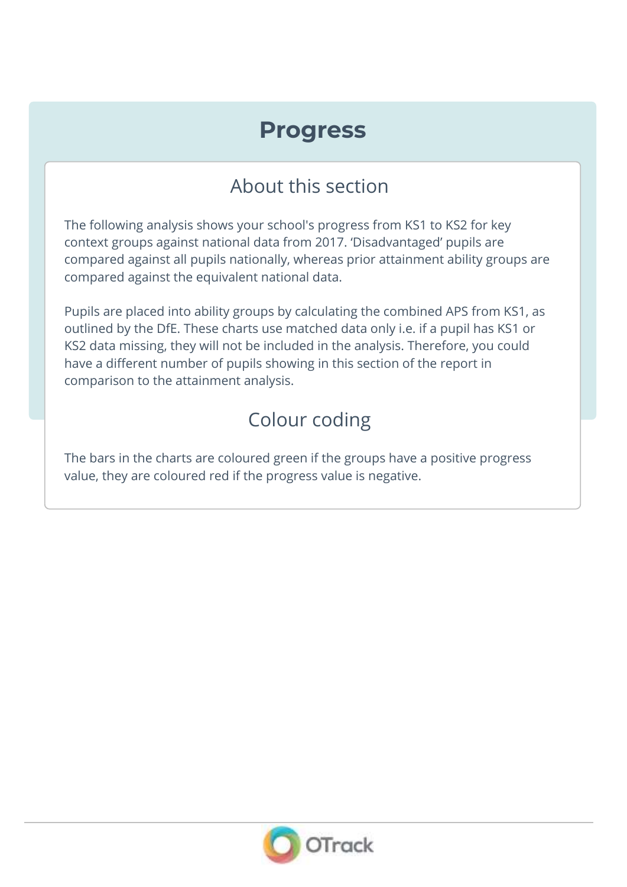# Progress

## About this section

The following analysis shows your school's progress from KS1 to KS2 for key context groups against national data from 2017. 'Disadvantaged' pupils are compared against all pupils nationally, whereas prior attainment ability groups are compared against the equivalent national data.

Pupils are placed into ability groups by calculating the combined APS from KS1, as outlined by the DfE. These charts use matched data only i.e. if a pupil has KS1 or KS2 data missing, they will not be included in the analysis. Therefore, you could have a different number of pupils showing in this section of the report in comparison to the attainment analysis.

## Colour coding

The bars in the charts are coloured green if the groups have a positive progress value, they are coloured red if the progress value is negative.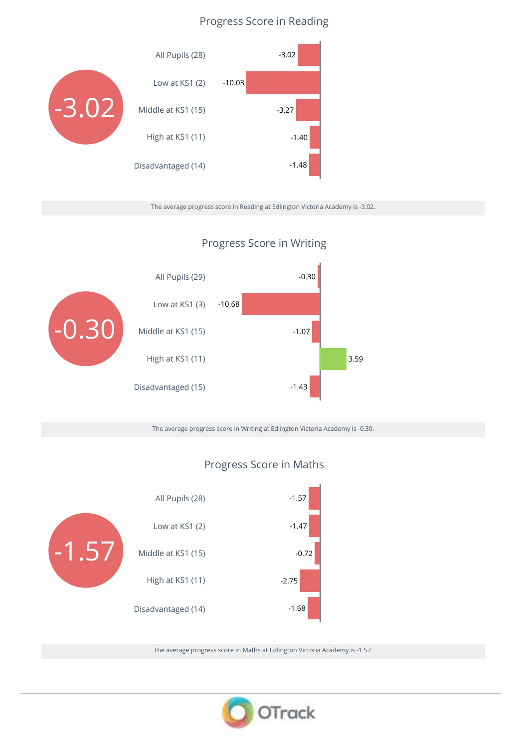## Progress Score in Reading

**-3.02**

| Group | Progress Score |
| --- | --- |
| All Pupils (28) | -3.02 |
| Low at KS1 (2) | -10.03 |
| Middle at KS1 (15) | -3.27 |
| High at KS1 (11) | -1.40 |
| Disadvantaged (14) | -1.48 |

The average progress score in Reading at Edlington Victoria Academy is -3.02.

## Progress Score in Writing

**-0.30**

| Group | Progress Score |
| --- | --- |
| All Pupils (29) | -0.30 |
| Low at KS1 (3) | -10.68 |
| Middle at KS1 (15) | -1.07 |
| High at KS1 (11) | 3.59 |
| Disadvantaged (15) | -1.43 |

The average progress score in Writing at Edlington Victoria Academy is -0.30.

## Progress Score in Maths

**-1.57**

| Group | Progress Score |
| --- | --- |
| All Pupils (28) | -1.57 |
| Low at KS1 (2) | -1.47 |
| Middle at KS1 (15) | -0.72 |
| High at KS1 (11) | -2.75 |
| Disadvantaged (14) | -1.68 |

The average progress score in Maths at Edlington Victoria Academy is -1.57.

OTrack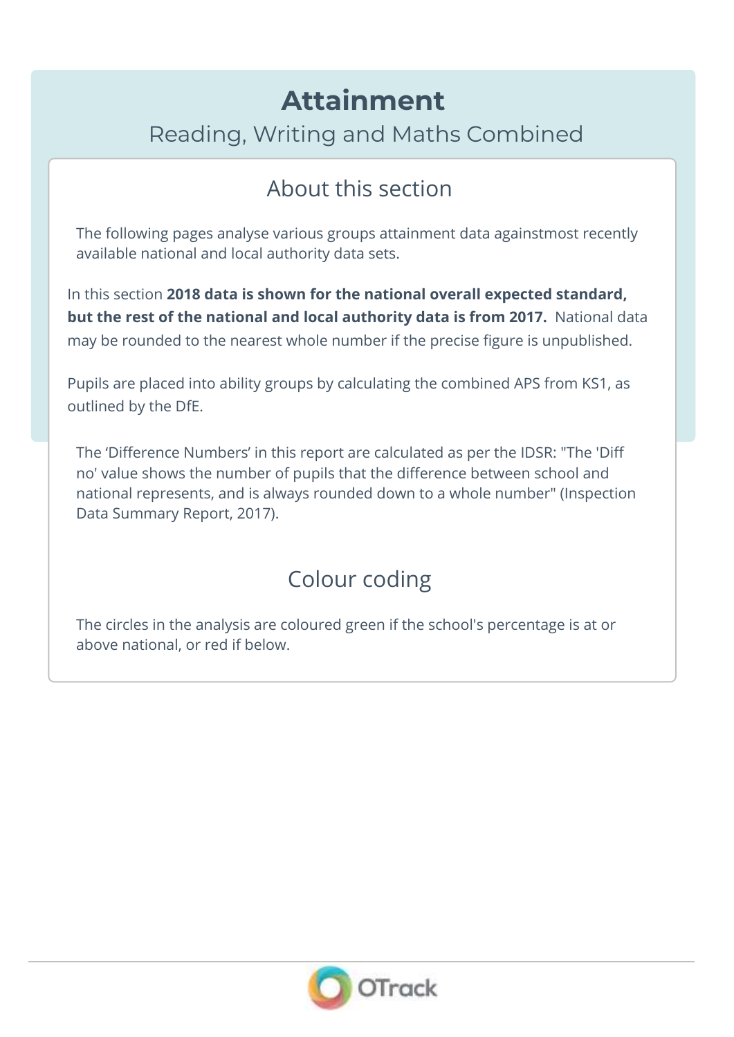# Attainment

Reading, Writing and Maths Combined

## About this section

The following pages analyse various groups attainment data againstmost recently available national and local authority data sets.

In this section **2018 data is shown for the national overall expected standard, but the rest of the national and local authority data is from 2017.** National data may be rounded to the nearest whole number if the precise figure is unpublished.

Pupils are placed into ability groups by calculating the combined APS from KS1, as outlined by the DfE.

The 'Difference Numbers' in this report are calculated as per the IDSR: "The 'Diff no' value shows the number of pupils that the difference between school and national represents, and is always rounded down to a whole number" (Inspection Data Summary Report, 2017).

## Colour coding

The circles in the analysis are coloured green if the school's percentage is at or above national, or red if below.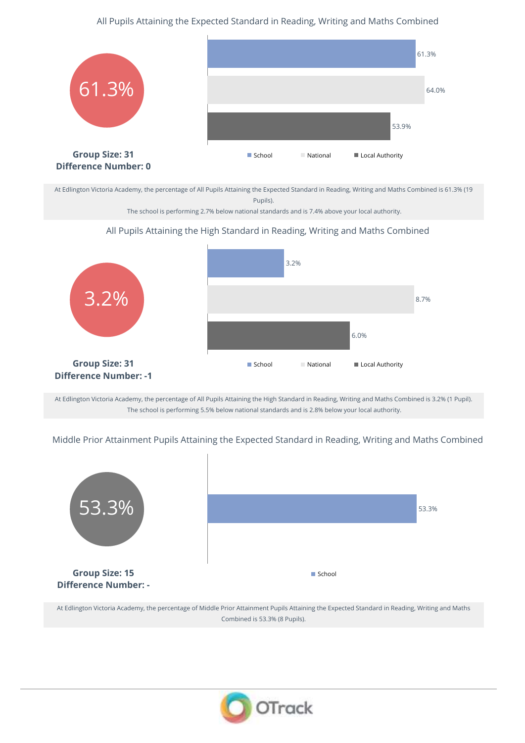## All Pupils Attaining the Expected Standard in Reading, Writing and Maths Combined

61.3%

| | Value |
|---|---|
| School | 61.3% |
| National | 64.0% |
| Local Authority | 53.9% |

**Group Size: 31**
**Difference Number: 0**

At Edlington Victoria Academy, the percentage of All Pupils Attaining the Expected Standard in Reading, Writing and Maths Combined is 61.3% (19 Pupils).
The school is performing 2.7% below national standards and is 7.4% above your local authority.

## All Pupils Attaining the High Standard in Reading, Writing and Maths Combined

3.2%

| | Value |
|---|---|
| School | 3.2% |
| National | 8.7% |
| Local Authority | 6.0% |

**Group Size: 31**
**Difference Number: -1**

At Edlington Victoria Academy, the percentage of All Pupils Attaining the High Standard in Reading, Writing and Maths Combined is 3.2% (1 Pupil).
The school is performing 5.5% below national standards and is 2.8% below your local authority.

## Middle Prior Attainment Pupils Attaining the Expected Standard in Reading, Writing and Maths Combined

53.3%

| | Value |
|---|---|
| School | 53.3% |

**Group Size: 15**
**Difference Number: -**

At Edlington Victoria Academy, the percentage of Middle Prior Attainment Pupils Attaining the Expected Standard in Reading, Writing and Maths Combined is 53.3% (8 Pupils).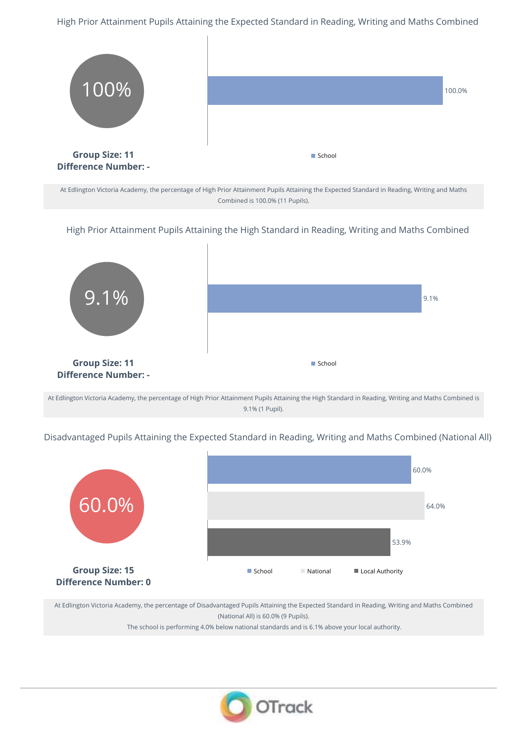## High Prior Attainment Pupils Attaining the Expected Standard in Reading, Writing and Maths Combined

100%

| | School |
|---|---|
| | 100.0% |

**Group Size: 11**
**Difference Number: -**

At Edlington Victoria Academy, the percentage of High Prior Attainment Pupils Attaining the Expected Standard in Reading, Writing and Maths Combined is 100.0% (11 Pupils).

## High Prior Attainment Pupils Attaining the High Standard in Reading, Writing and Maths Combined

9.1%

| | School |
|---|---|
| | 9.1% |

**Group Size: 11**
**Difference Number: -**

At Edlington Victoria Academy, the percentage of High Prior Attainment Pupils Attaining the High Standard in Reading, Writing and Maths Combined is 9.1% (1 Pupil).

## Disadvantaged Pupils Attaining the Expected Standard in Reading, Writing and Maths Combined (National All)

60.0%

| School | National | Local Authority |
|---|---|---|
| 60.0% | 64.0% | 53.9% |

**Group Size: 15**
**Difference Number: 0**

At Edlington Victoria Academy, the percentage of Disadvantaged Pupils Attaining the Expected Standard in Reading, Writing and Maths Combined (National All) is 60.0% (9 Pupils).
The school is performing 4.0% below national standards and is 6.1% above your local authority.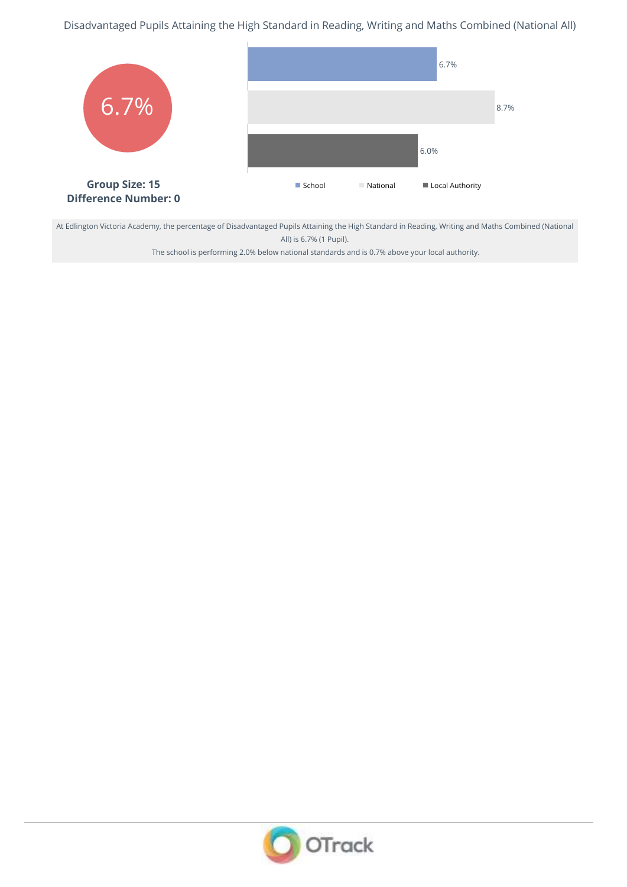## Disadvantaged Pupils Attaining the High Standard in Reading, Writing and Maths Combined (National All)

6.7%

**Group Size: 15**
**Difference Number: 0**

| | Value |
|---|---|
| School | 6.7% |
| National | 8.7% |
| Local Authority | 6.0% |

At Edlington Victoria Academy, the percentage of Disadvantaged Pupils Attaining the High Standard in Reading, Writing and Maths Combined (National All) is 6.7% (1 Pupil).

The school is performing 2.0% below national standards and is 0.7% above your local authority.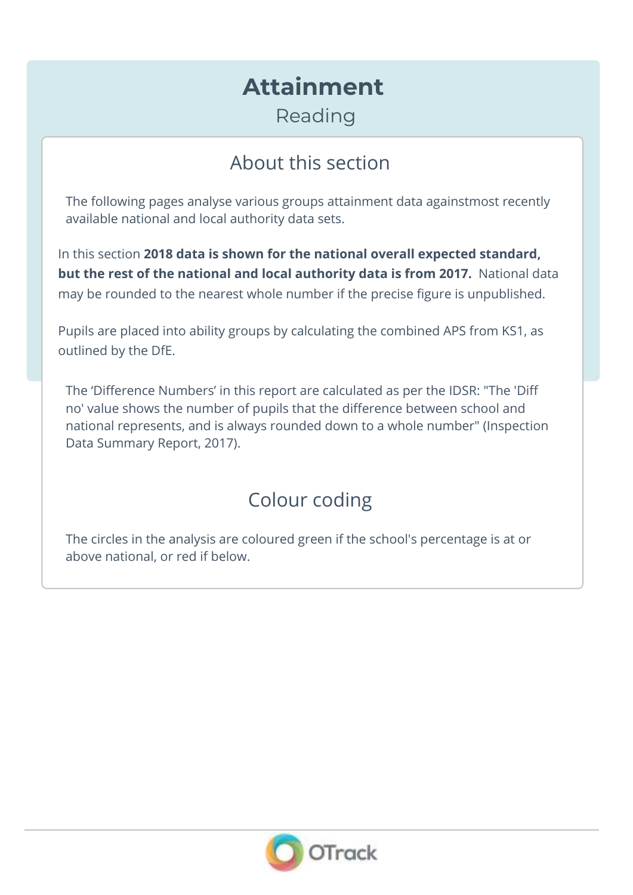# Attainment

Reading

## About this section

The following pages analyse various groups attainment data againstmost recently available national and local authority data sets.

In this section **2018 data is shown for the national overall expected standard, but the rest of the national and local authority data is from 2017.** National data may be rounded to the nearest whole number if the precise figure is unpublished.

Pupils are placed into ability groups by calculating the combined APS from KS1, as outlined by the DfE.

The 'Difference Numbers' in this report are calculated as per the IDSR: "The 'Diff no' value shows the number of pupils that the difference between school and national represents, and is always rounded down to a whole number" (Inspection Data Summary Report, 2017).

## Colour coding

The circles in the analysis are coloured green if the school's percentage is at or above national, or red if below.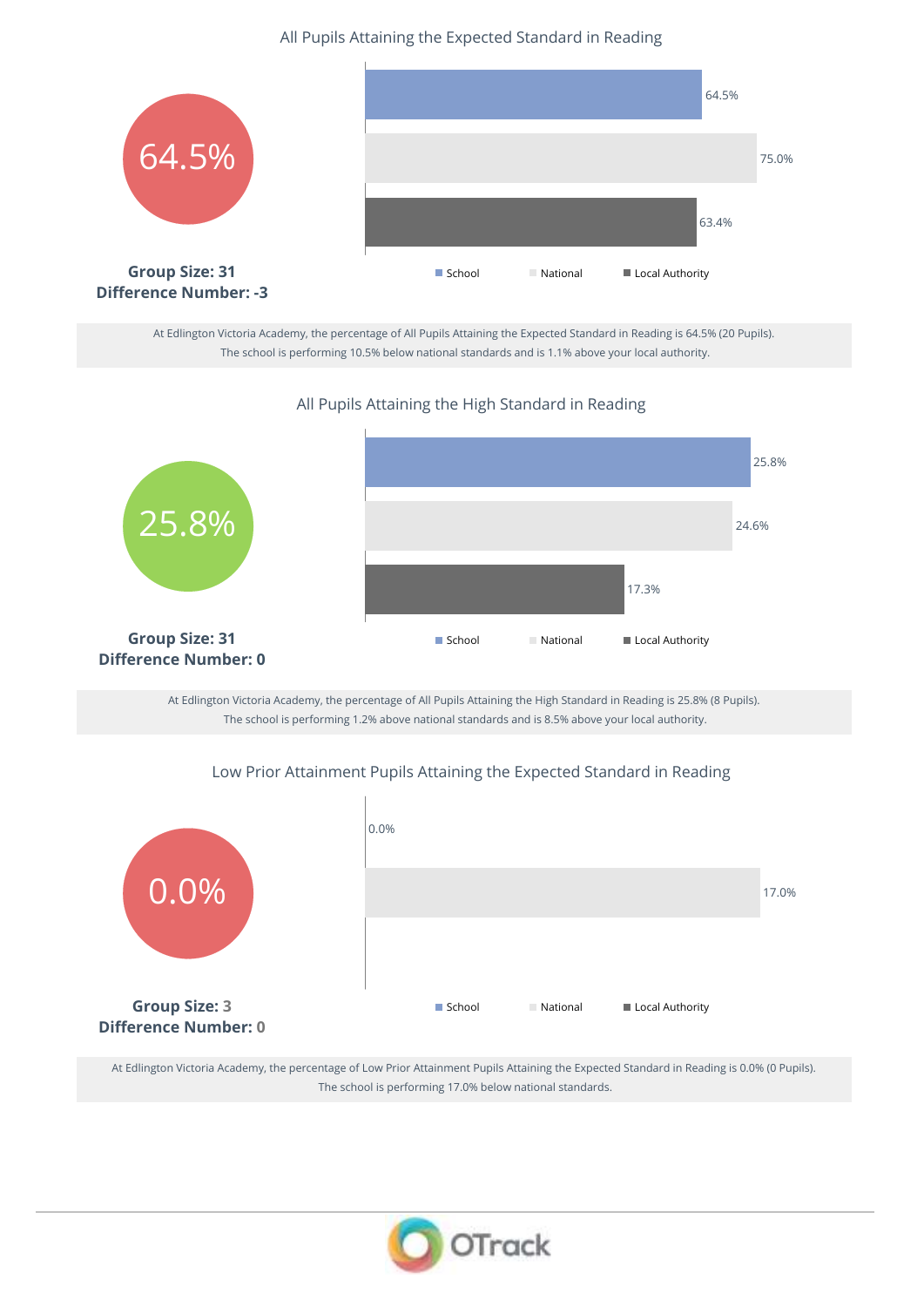## All Pupils Attaining the Expected Standard in Reading

64.5%

**Group Size: 31**
**Difference Number: -3**

| | Value |
|---|---|
| School | 64.5% |
| National | 75.0% |
| Local Authority | 63.4% |

At Edlington Victoria Academy, the percentage of All Pupils Attaining the Expected Standard in Reading is 64.5% (20 Pupils).
The school is performing 10.5% below national standards and is 1.1% above your local authority.

## All Pupils Attaining the High Standard in Reading

25.8%

**Group Size: 31**
**Difference Number: 0**

| | Value |
|---|---|
| School | 25.8% |
| National | 24.6% |
| Local Authority | 17.3% |

At Edlington Victoria Academy, the percentage of All Pupils Attaining the High Standard in Reading is 25.8% (8 Pupils).
The school is performing 1.2% above national standards and is 8.5% above your local authority.

## Low Prior Attainment Pupils Attaining the Expected Standard in Reading

0.0%

**Group Size: 3**
**Difference Number: 0**

| | Value |
|---|---|
| School | 0.0% |
| National | 17.0% |
| Local Authority | |

At Edlington Victoria Academy, the percentage of Low Prior Attainment Pupils Attaining the Expected Standard in Reading is 0.0% (0 Pupils).
The school is performing 17.0% below national standards.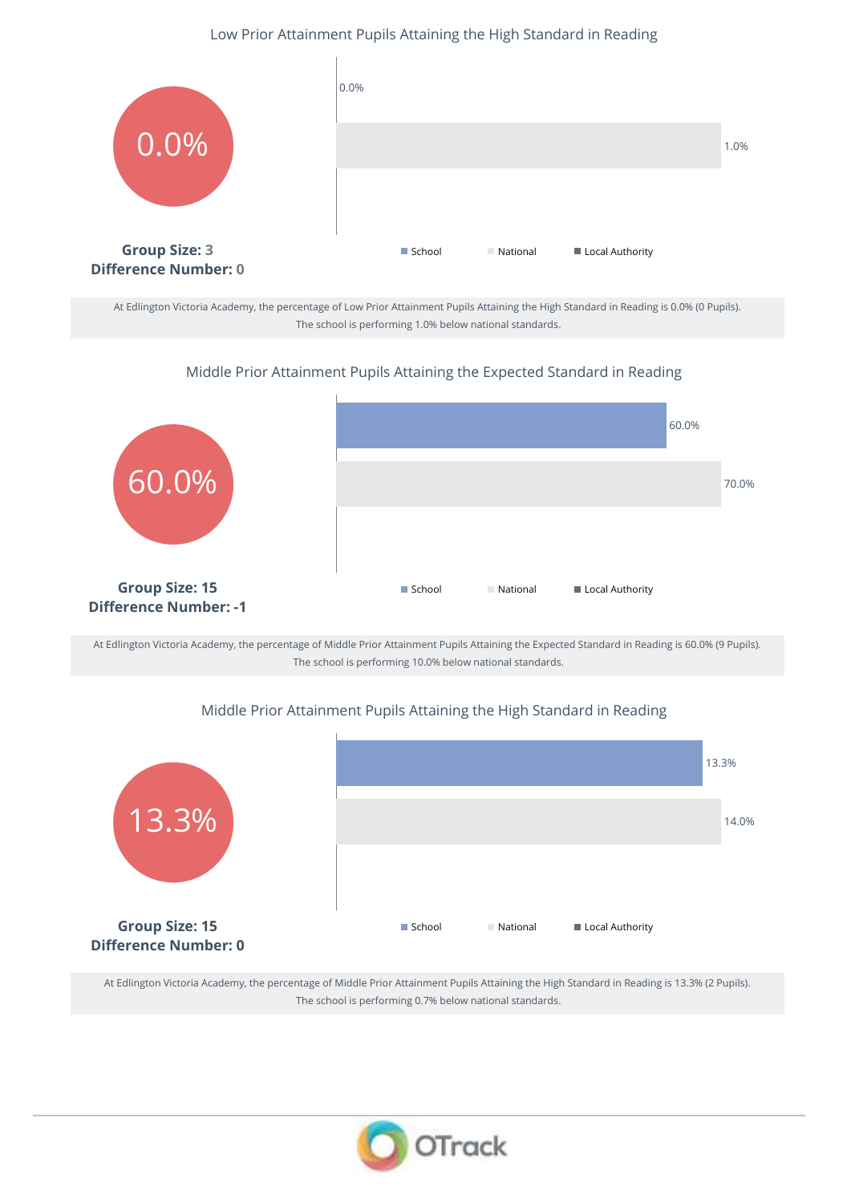## Low Prior Attainment Pupils Attaining the High Standard in Reading

0.0%

| | Value |
|---|---|
| School | 0.0% |
| National | 1.0% |

School | National | Local Authority

**Group Size: 3**
**Difference Number: 0**

At Edlington Victoria Academy, the percentage of Low Prior Attainment Pupils Attaining the High Standard in Reading is 0.0% (0 Pupils). The school is performing 1.0% below national standards.

## Middle Prior Attainment Pupils Attaining the Expected Standard in Reading

60.0%

| | Value |
|---|---|
| School | 60.0% |
| National | 70.0% |

School | National | Local Authority

**Group Size: 15**
**Difference Number: -1**

At Edlington Victoria Academy, the percentage of Middle Prior Attainment Pupils Attaining the Expected Standard in Reading is 60.0% (9 Pupils). The school is performing 10.0% below national standards.

## Middle Prior Attainment Pupils Attaining the High Standard in Reading

13.3%

| | Value |
|---|---|
| School | 13.3% |
| National | 14.0% |

School | National | Local Authority

**Group Size: 15**
**Difference Number: 0**

At Edlington Victoria Academy, the percentage of Middle Prior Attainment Pupils Attaining the High Standard in Reading is 13.3% (2 Pupils). The school is performing 0.7% below national standards.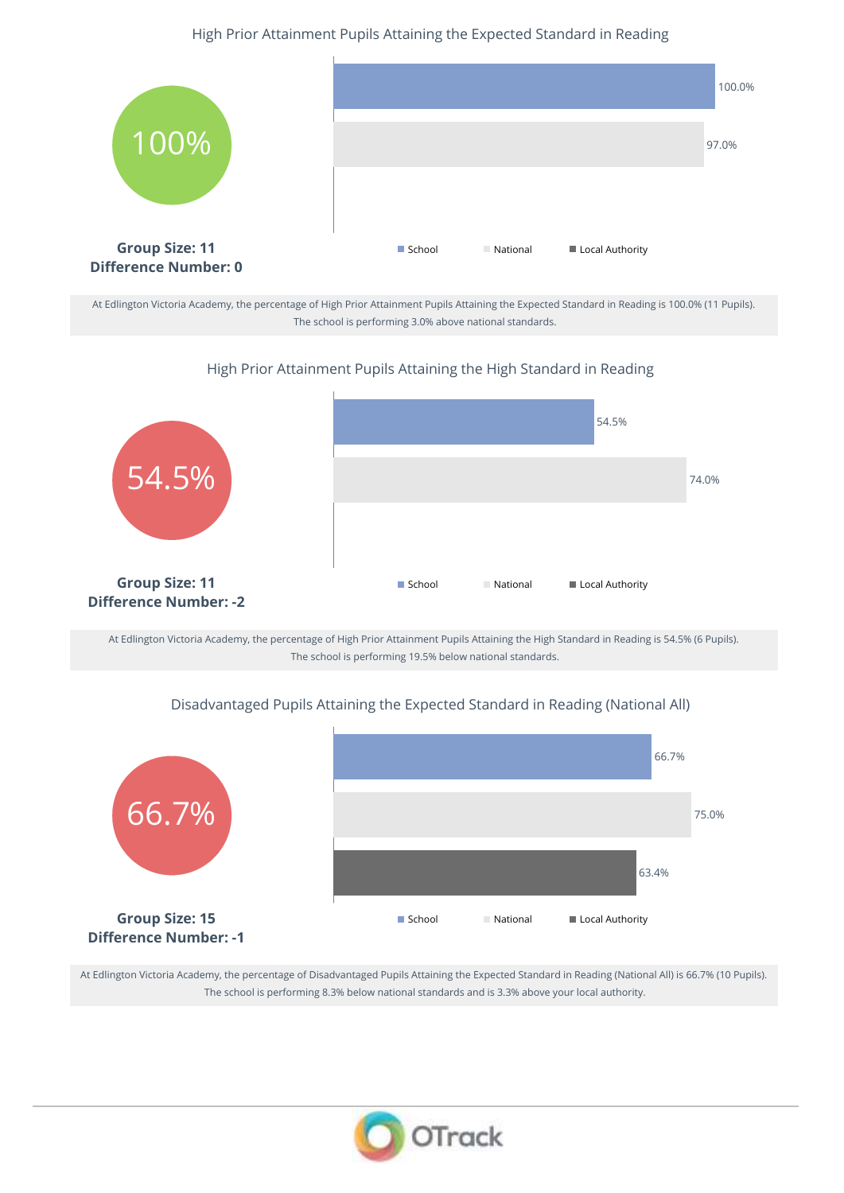## High Prior Attainment Pupils Attaining the Expected Standard in Reading

100%

**Group Size: 11**
**Difference Number: 0**

| | Value |
|---|---|
| School | 100.0% |
| National | 97.0% |

At Edlington Victoria Academy, the percentage of High Prior Attainment Pupils Attaining the Expected Standard in Reading is 100.0% (11 Pupils). The school is performing 3.0% above national standards.

## High Prior Attainment Pupils Attaining the High Standard in Reading

54.5%

**Group Size: 11**
**Difference Number: -2**

| | Value |
|---|---|
| School | 54.5% |
| National | 74.0% |

At Edlington Victoria Academy, the percentage of High Prior Attainment Pupils Attaining the High Standard in Reading is 54.5% (6 Pupils). The school is performing 19.5% below national standards.

## Disadvantaged Pupils Attaining the Expected Standard in Reading (National All)

66.7%

**Group Size: 15**
**Difference Number: -1**

| | Value |
|---|---|
| School | 66.7% |
| National | 75.0% |
| Local Authority | 63.4% |

At Edlington Victoria Academy, the percentage of Disadvantaged Pupils Attaining the Expected Standard in Reading (National All) is 66.7% (10 Pupils). The school is performing 8.3% below national standards and is 3.3% above your local authority.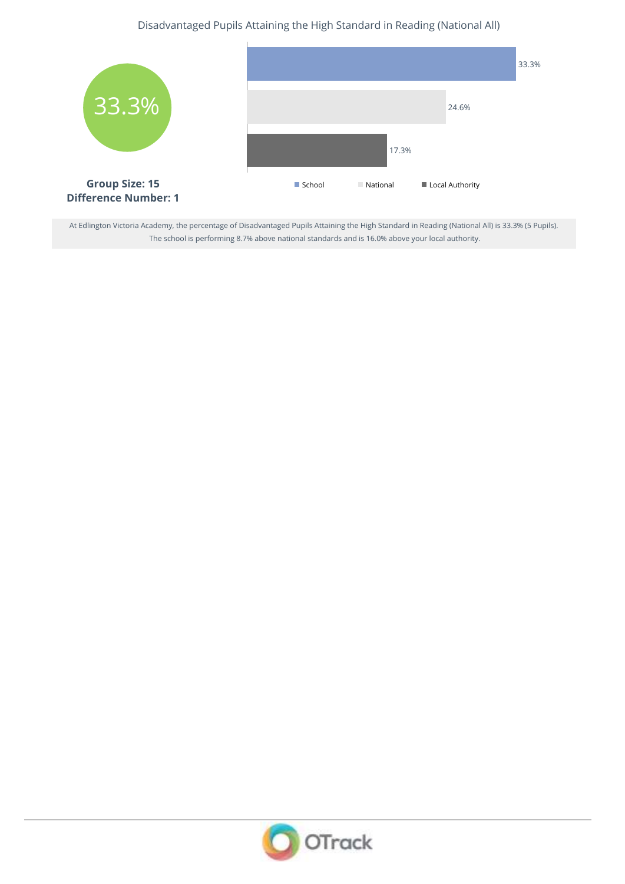## Disadvantaged Pupils Attaining the High Standard in Reading (National All)

33.3%

**Group Size: 15**
**Difference Number: 1**

| | Value |
|---|---|
| School | 33.3% |
| National | 24.6% |
| Local Authority | 17.3% |

At Edlington Victoria Academy, the percentage of Disadvantaged Pupils Attaining the High Standard in Reading (National All) is 33.3% (5 Pupils). The school is performing 8.7% above national standards and is 16.0% above your local authority.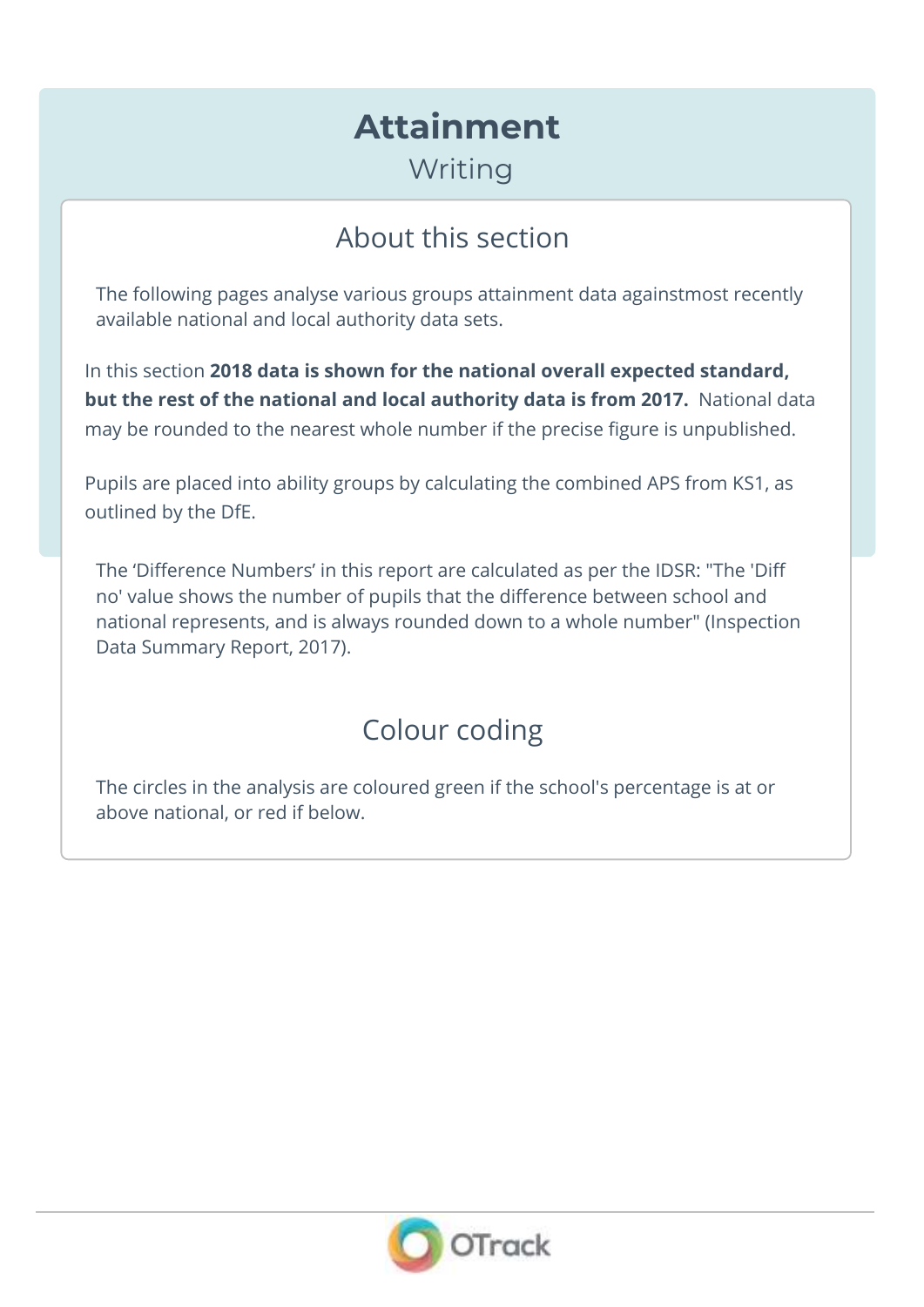# Attainment

Writing

## About this section

The following pages analyse various groups attainment data againstmost recently available national and local authority data sets.

In this section **2018 data is shown for the national overall expected standard, but the rest of the national and local authority data is from 2017.** National data may be rounded to the nearest whole number if the precise figure is unpublished.

Pupils are placed into ability groups by calculating the combined APS from KS1, as outlined by the DfE.

The 'Difference Numbers' in this report are calculated as per the IDSR: "The 'Diff no' value shows the number of pupils that the difference between school and national represents, and is always rounded down to a whole number" (Inspection Data Summary Report, 2017).

## Colour coding

The circles in the analysis are coloured green if the school's percentage is at or above national, or red if below.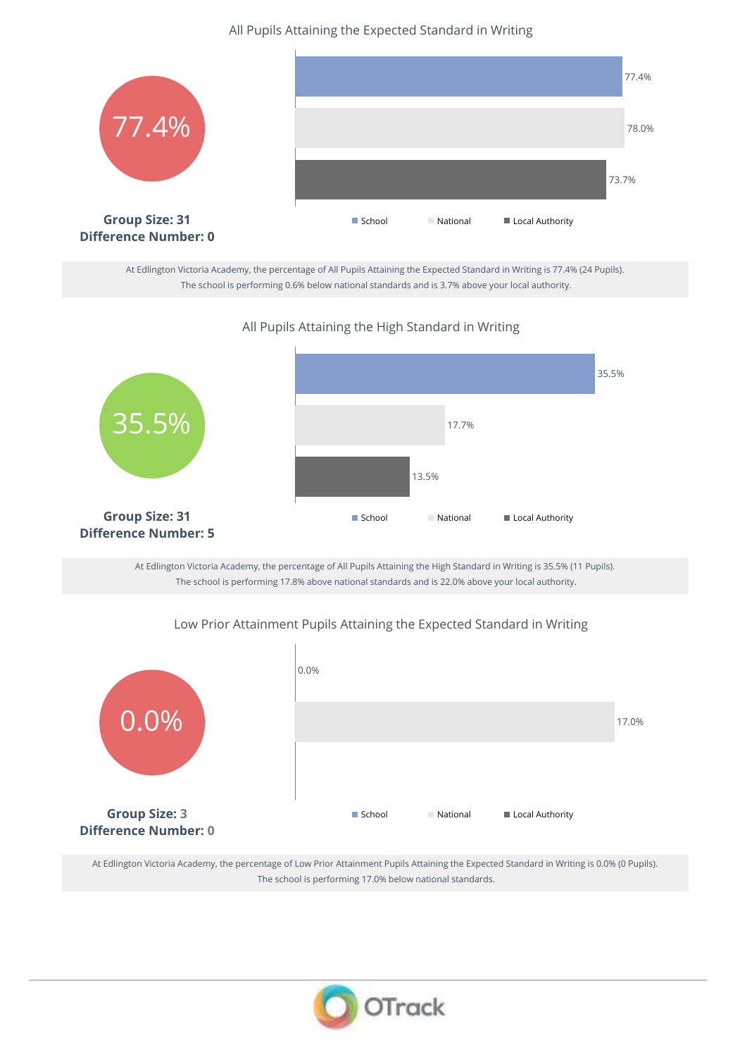## All Pupils Attaining the Expected Standard in Writing

77.4%

**Group Size: 31**
**Difference Number: 0**

| | Value |
|---|---|
| School | 77.4% |
| National | 78.0% |
| Local Authority | 73.7% |

At Edlington Victoria Academy, the percentage of All Pupils Attaining the Expected Standard in Writing is 77.4% (24 Pupils).
The school is performing 0.6% below national standards and is 3.7% above your local authority.

## All Pupils Attaining the High Standard in Writing

35.5%

**Group Size: 31**
**Difference Number: 5**

| | Value |
|---|---|
| School | 35.5% |
| National | 17.7% |
| Local Authority | 13.5% |

At Edlington Victoria Academy, the percentage of All Pupils Attaining the High Standard in Writing is 35.5% (11 Pupils).
The school is performing 17.8% above national standards and is 22.0% above your local authority.

## Low Prior Attainment Pupils Attaining the Expected Standard in Writing

0.0%

**Group Size: 3**
**Difference Number: 0**

| | Value |
|---|---|
| School | 0.0% |
| National | 17.0% |

At Edlington Victoria Academy, the percentage of Low Prior Attainment Pupils Attaining the Expected Standard in Writing is 0.0% (0 Pupils).
The school is performing 17.0% below national standards.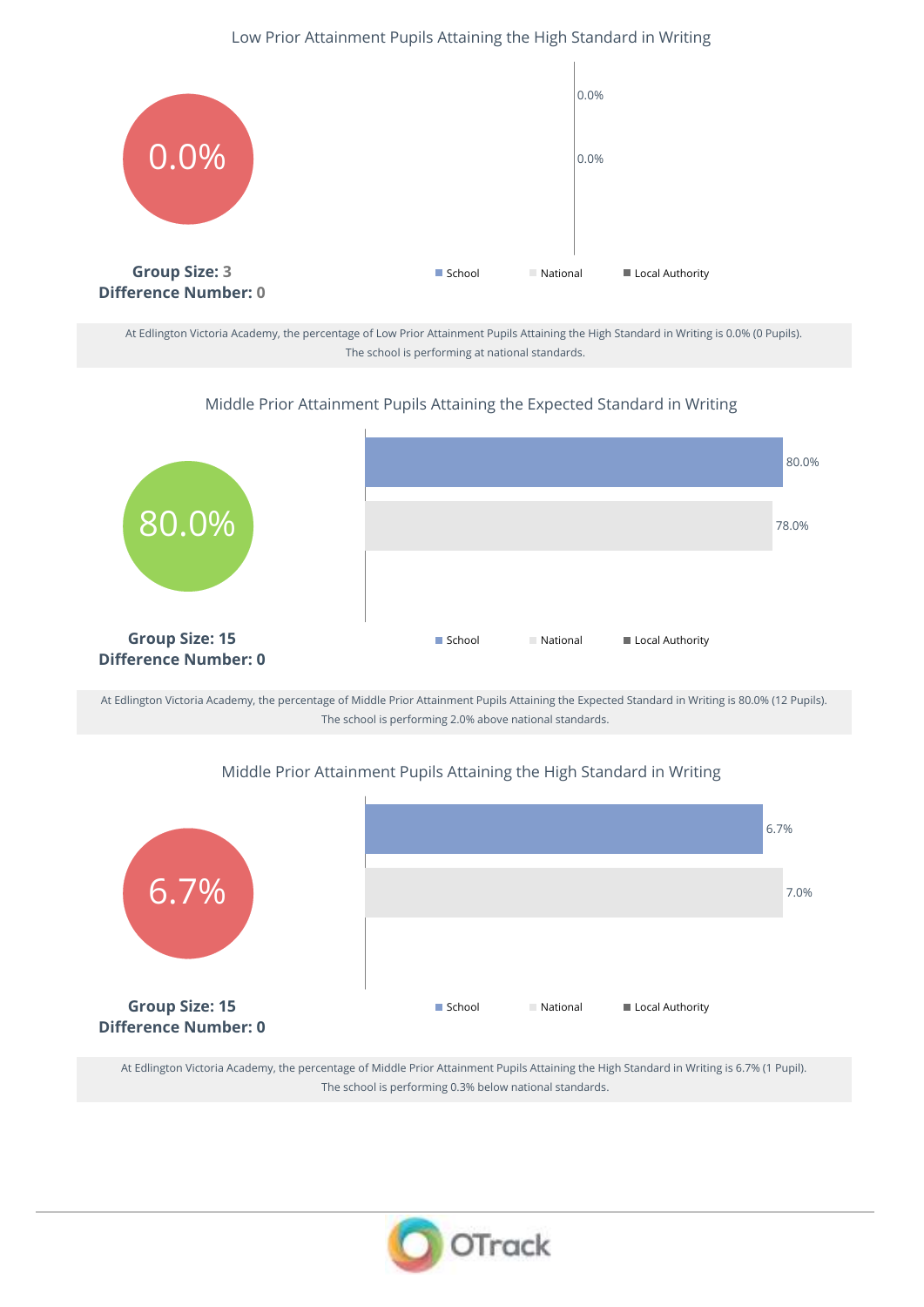## Low Prior Attainment Pupils Attaining the High Standard in Writing

0.0%

| | Value |
|---|---|
| School | 0.0% |
| National | 0.0% |

**Group Size: 3**
**Difference Number: 0**

At Edlington Victoria Academy, the percentage of Low Prior Attainment Pupils Attaining the High Standard in Writing is 0.0% (0 Pupils).
The school is performing at national standards.

## Middle Prior Attainment Pupils Attaining the Expected Standard in Writing

80.0%

| | Value |
|---|---|
| School | 80.0% |
| National | 78.0% |

**Group Size: 15**
**Difference Number: 0**

At Edlington Victoria Academy, the percentage of Middle Prior Attainment Pupils Attaining the Expected Standard in Writing is 80.0% (12 Pupils).
The school is performing 2.0% above national standards.

## Middle Prior Attainment Pupils Attaining the High Standard in Writing

6.7%

| | Value |
|---|---|
| School | 6.7% |
| National | 7.0% |

**Group Size: 15**
**Difference Number: 0**

At Edlington Victoria Academy, the percentage of Middle Prior Attainment Pupils Attaining the High Standard in Writing is 6.7% (1 Pupil).
The school is performing 0.3% below national standards.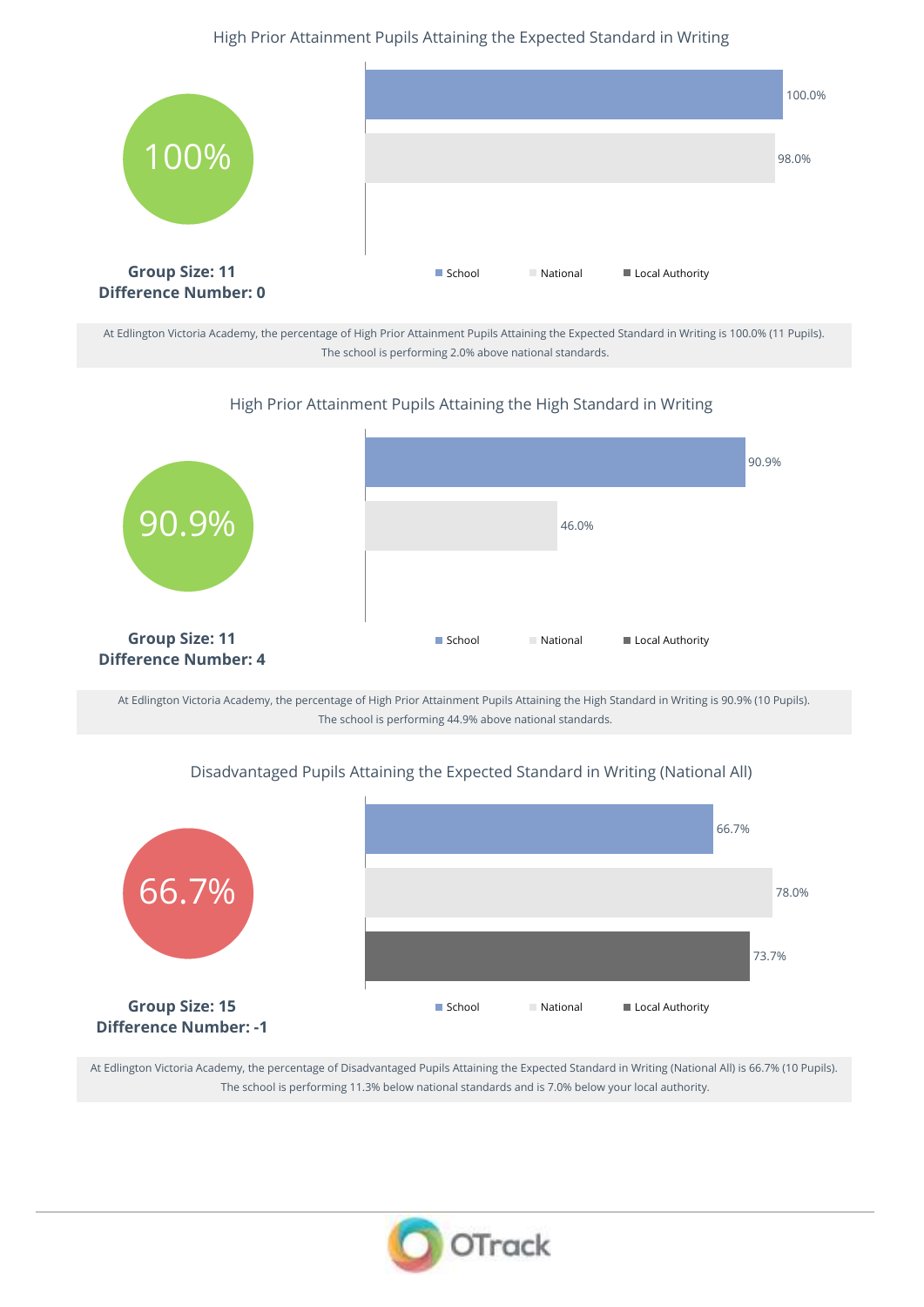## High Prior Attainment Pupils Attaining the Expected Standard in Writing

100%

| | Value |
|---|---|
| School | 100.0% |
| National | 98.0% |

**Group Size: 11**
**Difference Number: 0**

At Edlington Victoria Academy, the percentage of High Prior Attainment Pupils Attaining the Expected Standard in Writing is 100.0% (11 Pupils). The school is performing 2.0% above national standards.

## High Prior Attainment Pupils Attaining the High Standard in Writing

90.9%

| | Value |
|---|---|
| School | 90.9% |
| National | 46.0% |

**Group Size: 11**
**Difference Number: 4**

At Edlington Victoria Academy, the percentage of High Prior Attainment Pupils Attaining the High Standard in Writing is 90.9% (10 Pupils). The school is performing 44.9% above national standards.

## Disadvantaged Pupils Attaining the Expected Standard in Writing (National All)

66.7%

| | Value |
|---|---|
| School | 66.7% |
| National | 78.0% |
| Local Authority | 73.7% |

**Group Size: 15**
**Difference Number: -1**

At Edlington Victoria Academy, the percentage of Disadvantaged Pupils Attaining the Expected Standard in Writing (National All) is 66.7% (10 Pupils). The school is performing 11.3% below national standards and is 7.0% below your local authority.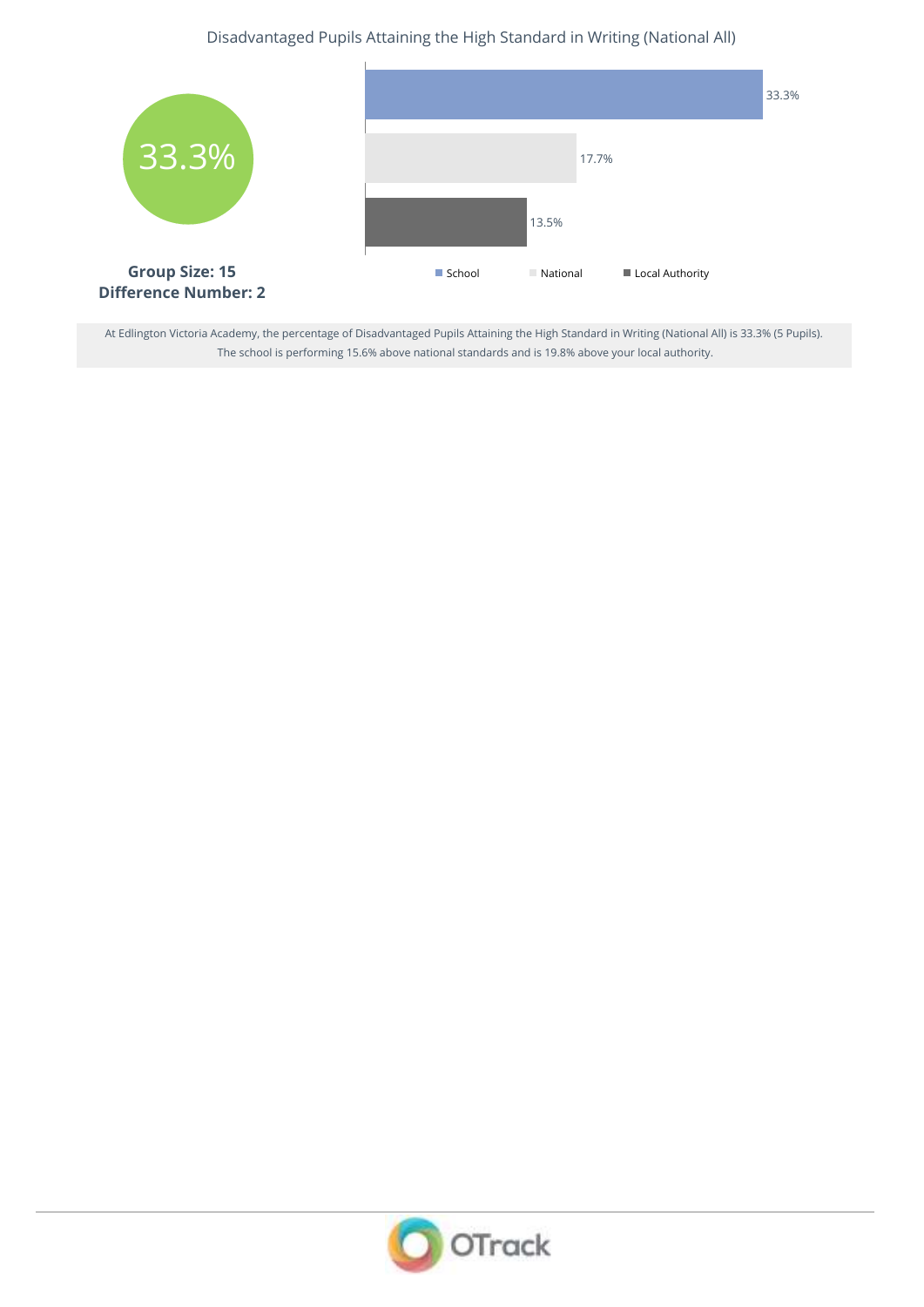## Disadvantaged Pupils Attaining the High Standard in Writing (National All)

33.3%

**Group Size: 15**
**Difference Number: 2**

| | Value |
|---|---|
| School | 33.3% |
| National | 17.7% |
| Local Authority | 13.5% |

At Edlington Victoria Academy, the percentage of Disadvantaged Pupils Attaining the High Standard in Writing (National All) is 33.3% (5 Pupils). The school is performing 15.6% above national standards and is 19.8% above your local authority.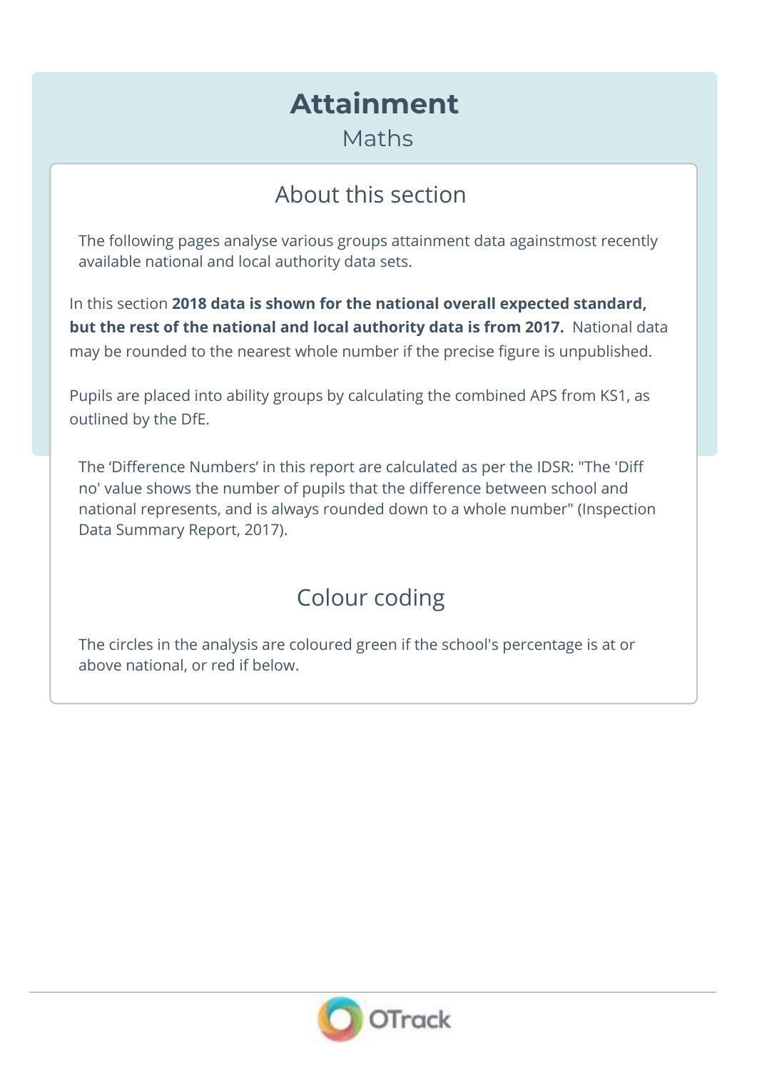# Attainment

Maths

## About this section

The following pages analyse various groups attainment data againstmost recently available national and local authority data sets.

In this section **2018 data is shown for the national overall expected standard, but the rest of the national and local authority data is from 2017.** National data may be rounded to the nearest whole number if the precise figure is unpublished.

Pupils are placed into ability groups by calculating the combined APS from KS1, as outlined by the DfE.

The 'Difference Numbers' in this report are calculated as per the IDSR: "The 'Diff no' value shows the number of pupils that the difference between school and national represents, and is always rounded down to a whole number" (Inspection Data Summary Report, 2017).

## Colour coding

The circles in the analysis are coloured green if the school's percentage is at or above national, or red if below.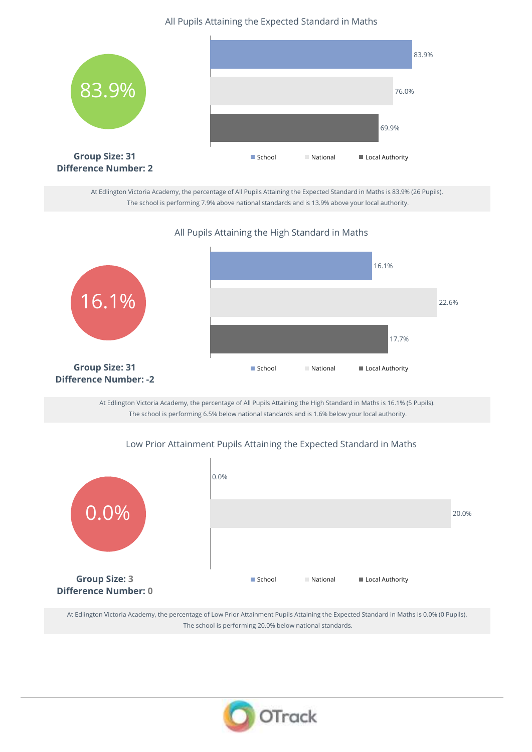## All Pupils Attaining the Expected Standard in Maths

83.9%

**Group Size: 31**
**Difference Number: 2**

| | Value |
|---|---|
| School | 83.9% |
| National | 76.0% |
| Local Authority | 69.9% |

At Edlington Victoria Academy, the percentage of All Pupils Attaining the Expected Standard in Maths is 83.9% (26 Pupils).
The school is performing 7.9% above national standards and is 13.9% above your local authority.

## All Pupils Attaining the High Standard in Maths

16.1%

**Group Size: 31**
**Difference Number: -2**

| | Value |
|---|---|
| School | 16.1% |
| National | 22.6% |
| Local Authority | 17.7% |

At Edlington Victoria Academy, the percentage of All Pupils Attaining the High Standard in Maths is 16.1% (5 Pupils).
The school is performing 6.5% below national standards and is 1.6% below your local authority.

## Low Prior Attainment Pupils Attaining the Expected Standard in Maths

0.0%

**Group Size:** 3
**Difference Number:** 0

| | Value |
|---|---|
| School | 0.0% |
| National | 20.0% |
| Local Authority | |

At Edlington Victoria Academy, the percentage of Low Prior Attainment Pupils Attaining the Expected Standard in Maths is 0.0% (0 Pupils).
The school is performing 20.0% below national standards.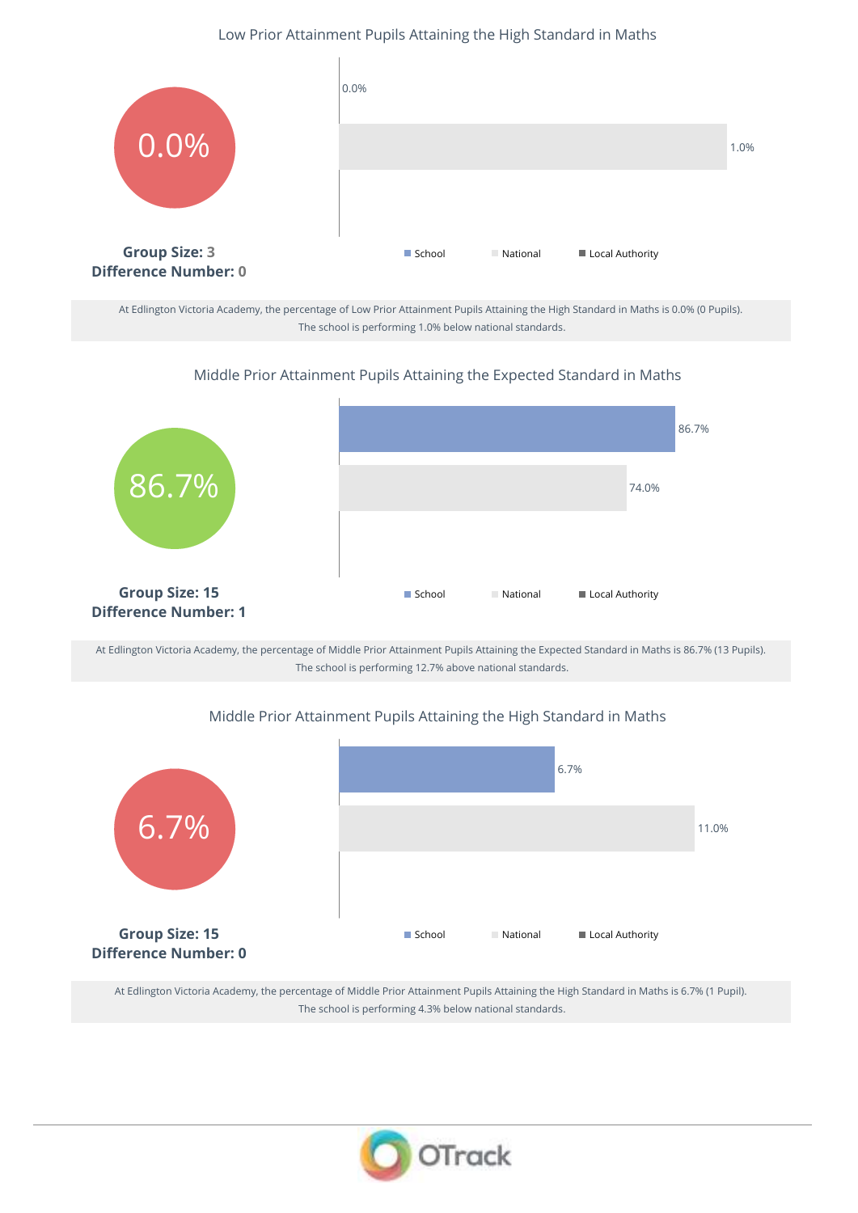### Low Prior Attainment Pupils Attaining the High Standard in Maths

**0.0%**

| | Value |
|---|---|
| School | 0.0% |
| National | 1.0% |

**Group Size:** 3
**Difference Number:** 0

At Edlington Victoria Academy, the percentage of Low Prior Attainment Pupils Attaining the High Standard in Maths is 0.0% (0 Pupils).
The school is performing 1.0% below national standards.

### Middle Prior Attainment Pupils Attaining the Expected Standard in Maths

**86.7%**

| | Value |
|---|---|
| School | 86.7% |
| National | 74.0% |

**Group Size:** 15
**Difference Number:** 1

At Edlington Victoria Academy, the percentage of Middle Prior Attainment Pupils Attaining the Expected Standard in Maths is 86.7% (13 Pupils).
The school is performing 12.7% above national standards.

### Middle Prior Attainment Pupils Attaining the High Standard in Maths

**6.7%**

| | Value |
|---|---|
| School | 6.7% |
| National | 11.0% |

**Group Size:** 15
**Difference Number:** 0

At Edlington Victoria Academy, the percentage of Middle Prior Attainment Pupils Attaining the High Standard in Maths is 6.7% (1 Pupil).
The school is performing 4.3% below national standards.

OTrack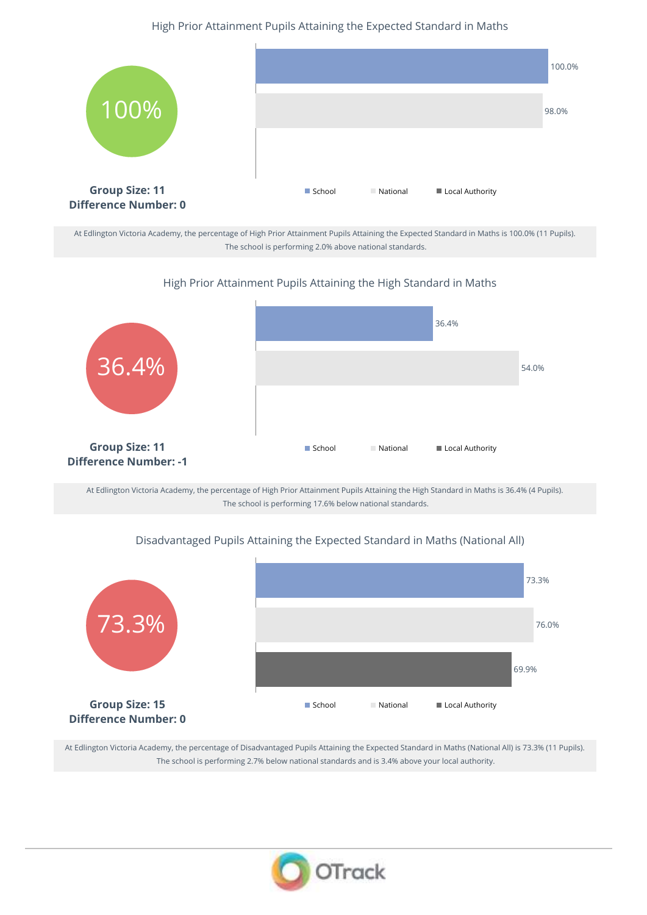## High Prior Attainment Pupils Attaining the Expected Standard in Maths

100%

| | Value |
| --- | --- |
| School | 100.0% |
| National | 98.0% |

**Group Size: 11**
**Difference Number: 0**

At Edlington Victoria Academy, the percentage of High Prior Attainment Pupils Attaining the Expected Standard in Maths is 100.0% (11 Pupils). The school is performing 2.0% above national standards.

## High Prior Attainment Pupils Attaining the High Standard in Maths

36.4%

| | Value |
| --- | --- |
| School | 36.4% |
| National | 54.0% |

**Group Size: 11**
**Difference Number: -1**

At Edlington Victoria Academy, the percentage of High Prior Attainment Pupils Attaining the High Standard in Maths is 36.4% (4 Pupils). The school is performing 17.6% below national standards.

## Disadvantaged Pupils Attaining the Expected Standard in Maths (National All)

73.3%

| | Value |
| --- | --- |
| School | 73.3% |
| National | 76.0% |
| Local Authority | 69.9% |

**Group Size: 15**
**Difference Number: 0**

At Edlington Victoria Academy, the percentage of Disadvantaged Pupils Attaining the Expected Standard in Maths (National All) is 73.3% (11 Pupils). The school is performing 2.7% below national standards and is 3.4% above your local authority.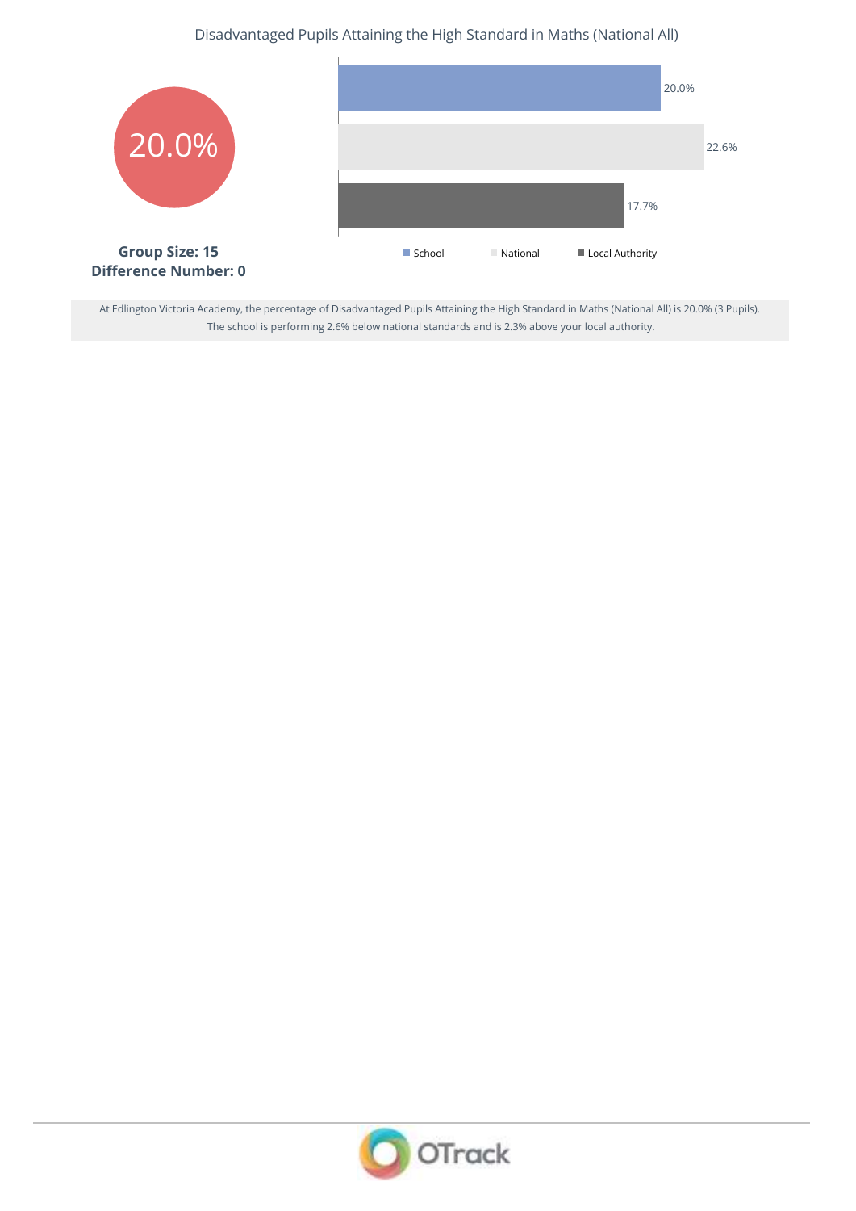## Disadvantaged Pupils Attaining the High Standard in Maths (National All)

**20.0%**

**Group Size: 15**
**Difference Number: 0**

| | Value |
|---|---|
| School | 20.0% |
| National | 22.6% |
| Local Authority | 17.7% |

At Edlington Victoria Academy, the percentage of Disadvantaged Pupils Attaining the High Standard in Maths (National All) is 20.0% (3 Pupils). The school is performing 2.6% below national standards and is 2.3% above your local authority.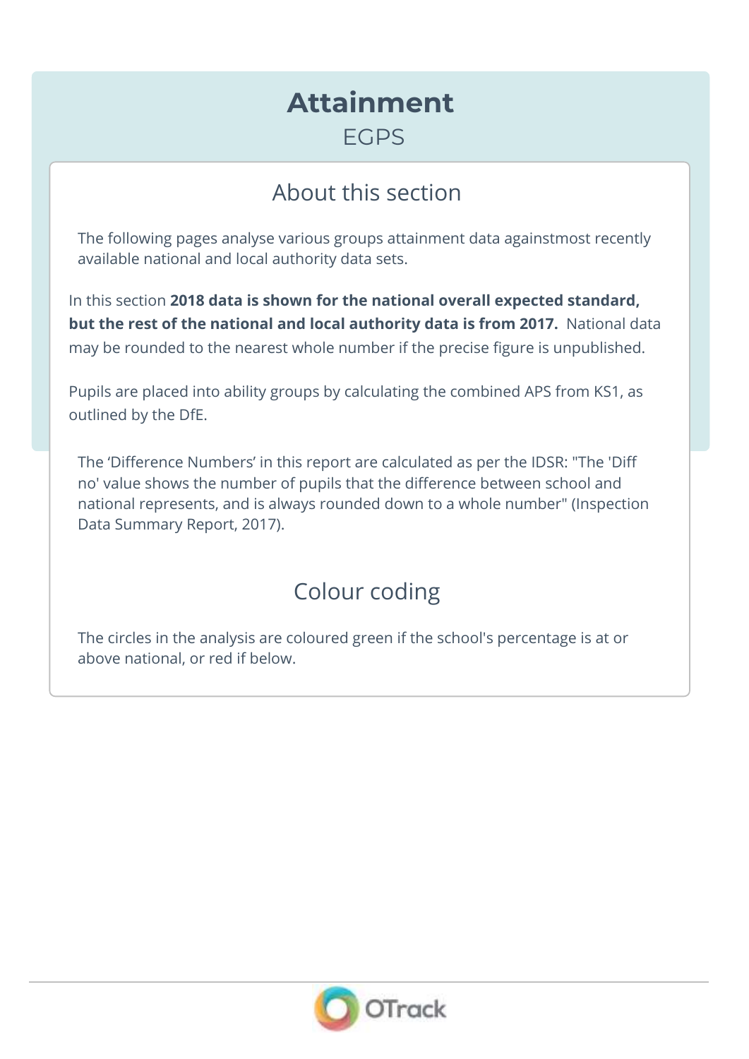# Attainment

EGPS

## About this section

The following pages analyse various groups attainment data againstmost recently available national and local authority data sets.

In this section **2018 data is shown for the national overall expected standard, but the rest of the national and local authority data is from 2017.** National data may be rounded to the nearest whole number if the precise figure is unpublished.

Pupils are placed into ability groups by calculating the combined APS from KS1, as outlined by the DfE.

The ‘Difference Numbers’ in this report are calculated as per the IDSR: "The 'Diff no' value shows the number of pupils that the difference between school and national represents, and is always rounded down to a whole number" (Inspection Data Summary Report, 2017).

## Colour coding

The circles in the analysis are coloured green if the school's percentage is at or above national, or red if below.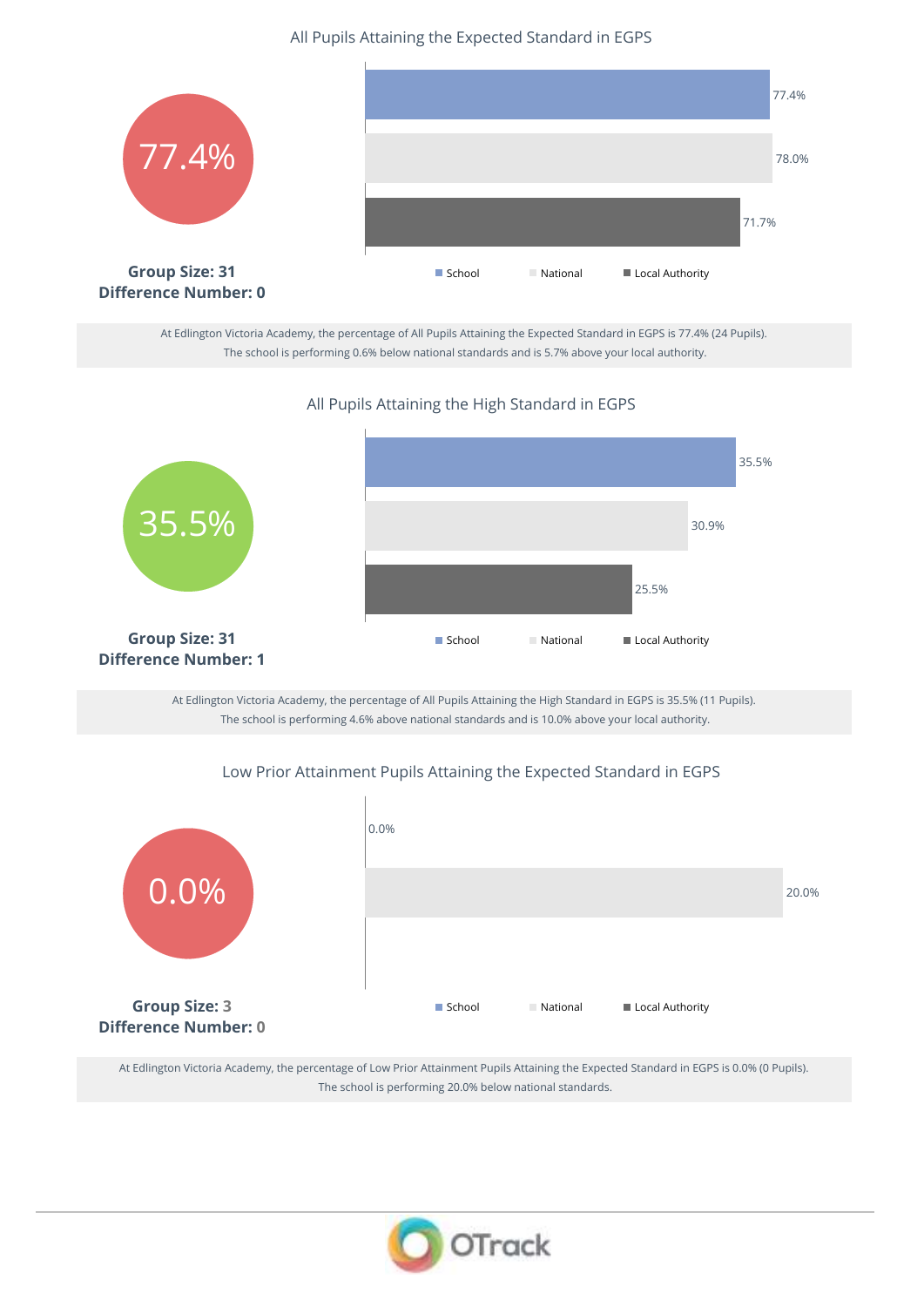## All Pupils Attaining the Expected Standard in EGPS

77.4%

**Group Size: 31**
**Difference Number: 0**

| | Value |
|---|---|
| School | 77.4% |
| National | 78.0% |
| Local Authority | 71.7% |

At Edlington Victoria Academy, the percentage of All Pupils Attaining the Expected Standard in EGPS is 77.4% (24 Pupils).
The school is performing 0.6% below national standards and is 5.7% above your local authority.

## All Pupils Attaining the High Standard in EGPS

35.5%

**Group Size: 31**
**Difference Number: 1**

| | Value |
|---|---|
| School | 35.5% |
| National | 30.9% |
| Local Authority | 25.5% |

At Edlington Victoria Academy, the percentage of All Pupils Attaining the High Standard in EGPS is 35.5% (11 Pupils).
The school is performing 4.6% above national standards and is 10.0% above your local authority.

## Low Prior Attainment Pupils Attaining the Expected Standard in EGPS

0.0%

**Group Size: 3**
**Difference Number: 0**

| | Value |
|---|---|
| School | 0.0% |
| National | 20.0% |
| Local Authority | |

At Edlington Victoria Academy, the percentage of Low Prior Attainment Pupils Attaining the Expected Standard in EGPS is 0.0% (0 Pupils).
The school is performing 20.0% below national standards.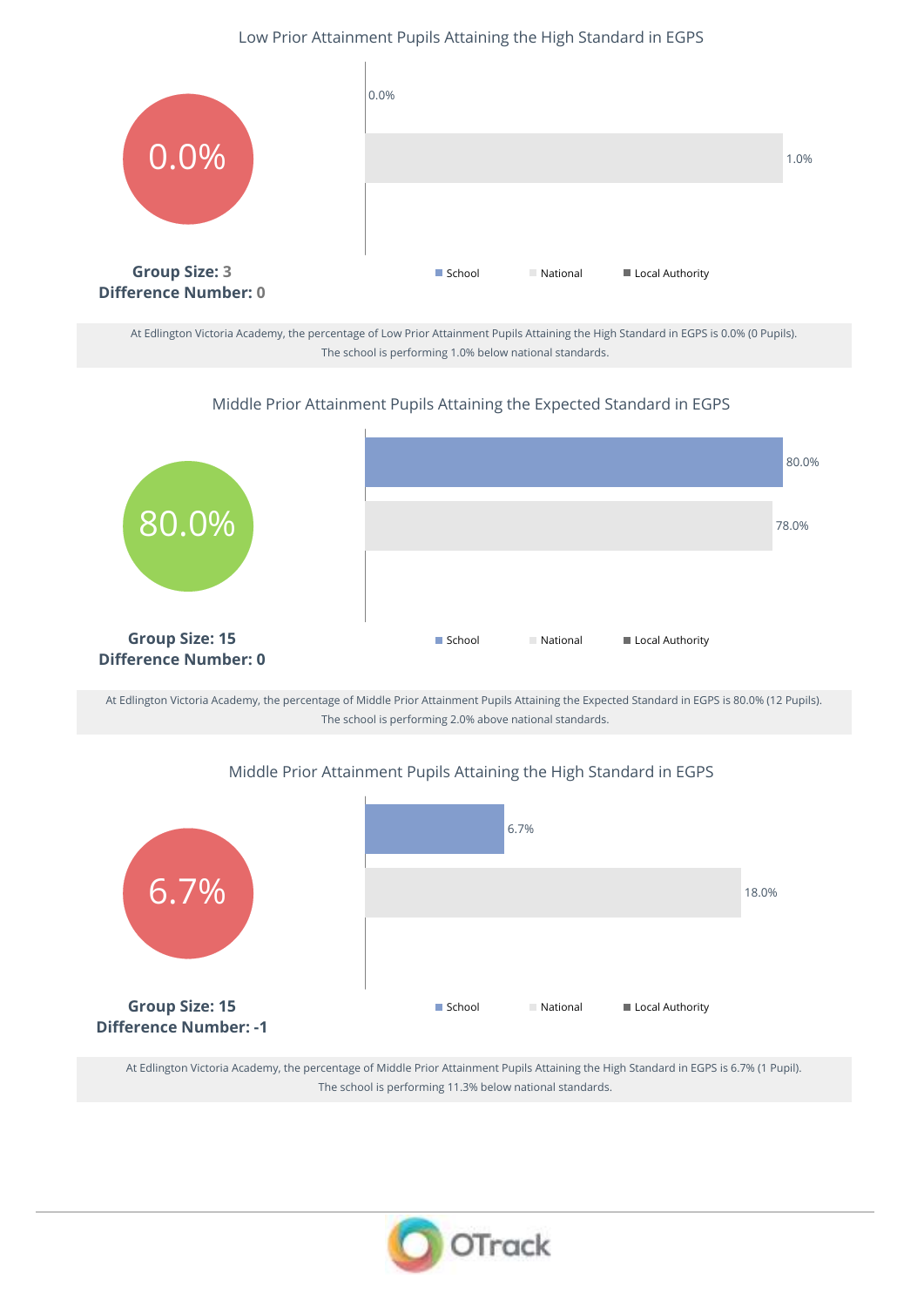## Low Prior Attainment Pupils Attaining the High Standard in EGPS

0.0%

| | Value |
|---|---|
| School | 0.0% |
| National | 1.0% |

**Group Size: 3**
**Difference Number: 0**

At Edlington Victoria Academy, the percentage of Low Prior Attainment Pupils Attaining the High Standard in EGPS is 0.0% (0 Pupils). The school is performing 1.0% below national standards.

## Middle Prior Attainment Pupils Attaining the Expected Standard in EGPS

80.0%

| | Value |
|---|---|
| School | 80.0% |
| National | 78.0% |

**Group Size: 15**
**Difference Number: 0**

At Edlington Victoria Academy, the percentage of Middle Prior Attainment Pupils Attaining the Expected Standard in EGPS is 80.0% (12 Pupils). The school is performing 2.0% above national standards.

## Middle Prior Attainment Pupils Attaining the High Standard in EGPS

6.7%

| | Value |
|---|---|
| School | 6.7% |
| National | 18.0% |

**Group Size: 15**
**Difference Number: -1**

At Edlington Victoria Academy, the percentage of Middle Prior Attainment Pupils Attaining the High Standard in EGPS is 6.7% (1 Pupil). The school is performing 11.3% below national standards.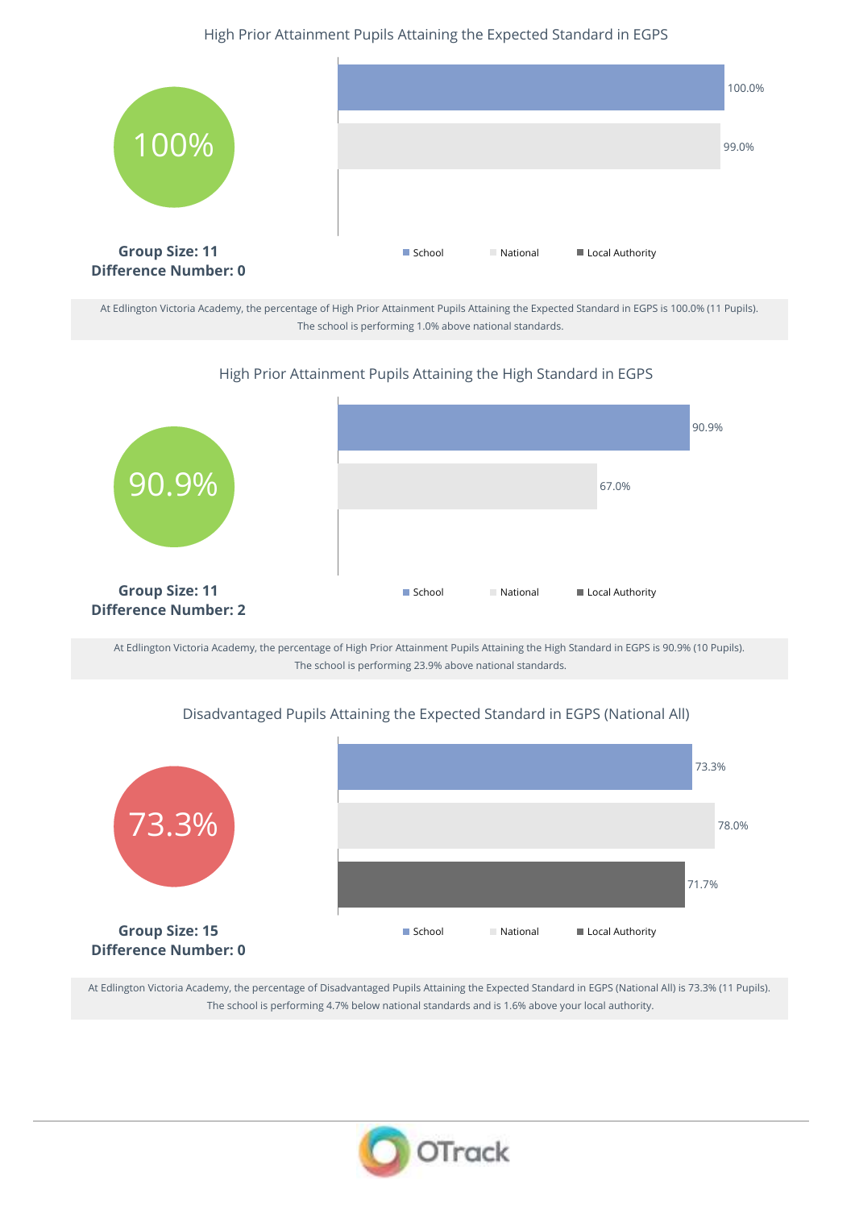## High Prior Attainment Pupils Attaining the Expected Standard in EGPS

**100%**

| | Value |
|---|---|
| School | 100.0% |
| National | 99.0% |

**Group Size: 11**
**Difference Number: 0**

At Edlington Victoria Academy, the percentage of High Prior Attainment Pupils Attaining the Expected Standard in EGPS is 100.0% (11 Pupils). The school is performing 1.0% above national standards.

## High Prior Attainment Pupils Attaining the High Standard in EGPS

**90.9%**

| | Value |
|---|---|
| School | 90.9% |
| National | 67.0% |

**Group Size: 11**
**Difference Number: 2**

At Edlington Victoria Academy, the percentage of High Prior Attainment Pupils Attaining the High Standard in EGPS is 90.9% (10 Pupils). The school is performing 23.9% above national standards.

## Disadvantaged Pupils Attaining the Expected Standard in EGPS (National All)

**73.3%**

| | Value |
|---|---|
| School | 73.3% |
| National | 78.0% |
| Local Authority | 71.7% |

**Group Size: 15**
**Difference Number: 0**

At Edlington Victoria Academy, the percentage of Disadvantaged Pupils Attaining the Expected Standard in EGPS (National All) is 73.3% (11 Pupils). The school is performing 4.7% below national standards and is 1.6% above your local authority.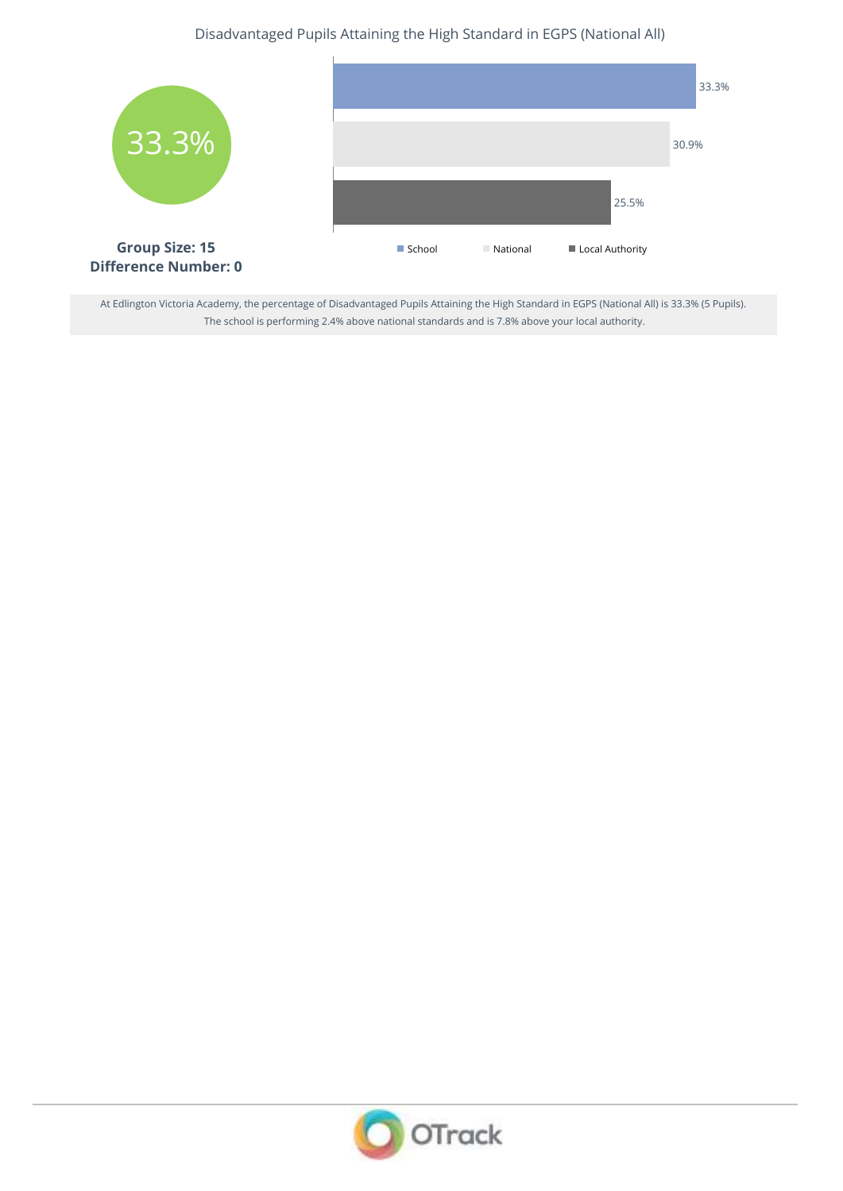## Disadvantaged Pupils Attaining the High Standard in EGPS (National All)

33.3%

**Group Size: 15**
**Difference Number: 0**

| | Value |
|---|---|
| School | 33.3% |
| National | 30.9% |
| Local Authority | 25.5% |

At Edlington Victoria Academy, the percentage of Disadvantaged Pupils Attaining the High Standard in EGPS (National All) is 33.3% (5 Pupils). The school is performing 2.4% above national standards and is 7.8% above your local authority.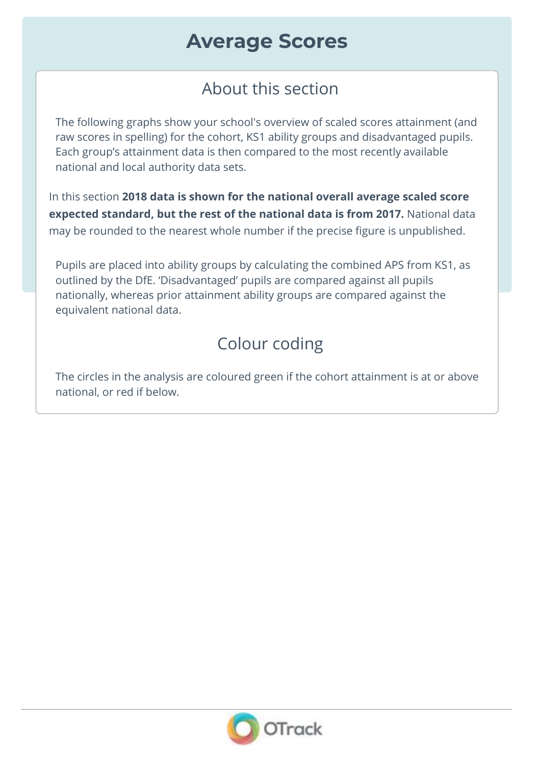# Average Scores

## About this section

The following graphs show your school's overview of scaled scores attainment (and raw scores in spelling) for the cohort, KS1 ability groups and disadvantaged pupils. Each group's attainment data is then compared to the most recently available national and local authority data sets.

In this section **2018 data is shown for the national overall average scaled score expected standard, but the rest of the national data is from 2017.** National data may be rounded to the nearest whole number if the precise figure is unpublished.

Pupils are placed into ability groups by calculating the combined APS from KS1, as outlined by the DfE. 'Disadvantaged' pupils are compared against all pupils nationally, whereas prior attainment ability groups are compared against the equivalent national data.

## Colour coding

The circles in the analysis are coloured green if the cohort attainment is at or above national, or red if below.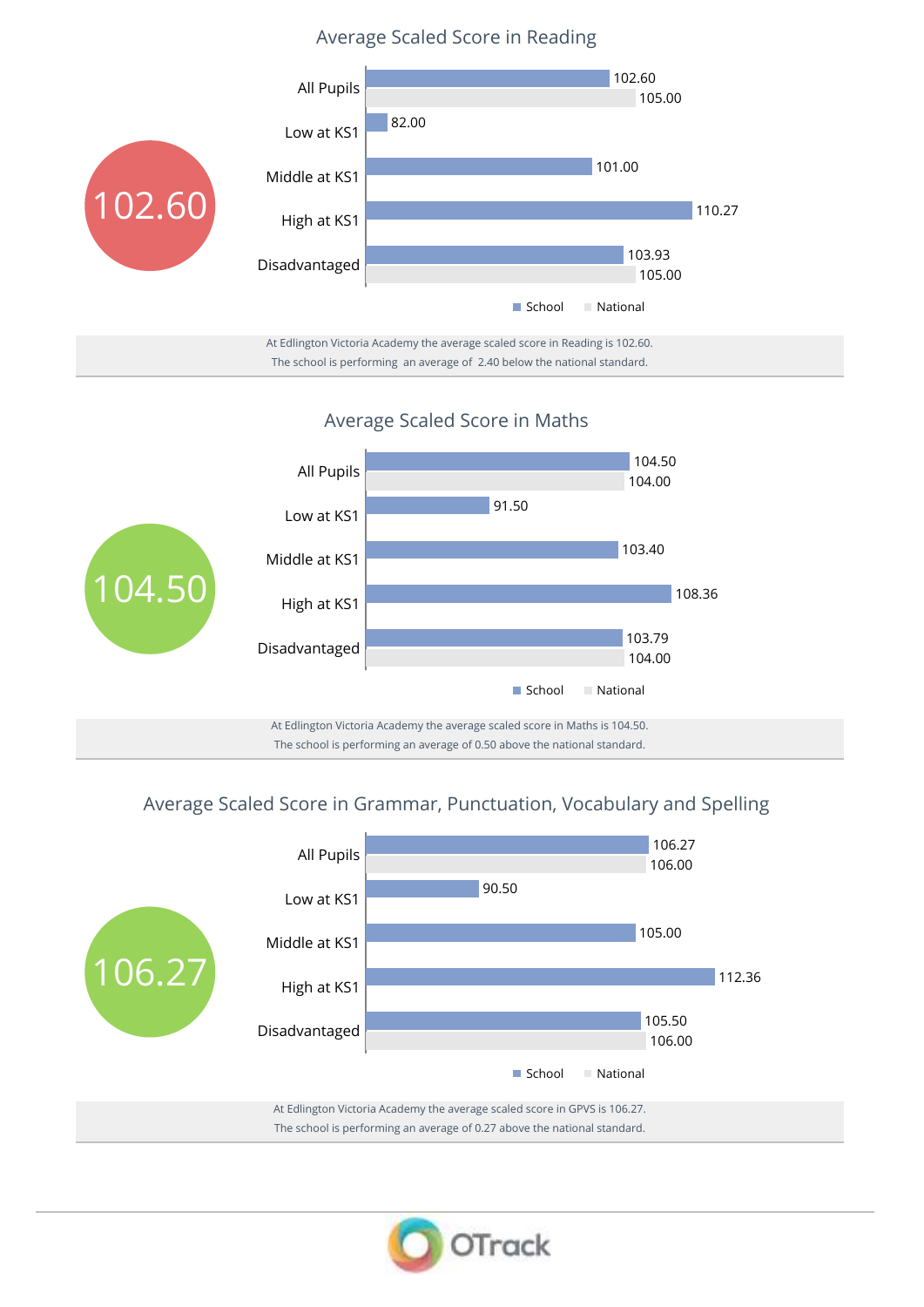## Average Scaled Score in Reading

**102.60**

| | School | National |
|---|---|---|
| All Pupils | 102.60 | 105.00 |
| Low at KS1 | 82.00 | |
| Middle at KS1 | 101.00 | |
| High at KS1 | 110.27 | |
| Disadvantaged | 103.93 | 105.00 |

At Edlington Victoria Academy the average scaled score in Reading is 102.60.
The school is performing an average of 2.40 below the national standard.

## Average Scaled Score in Maths

**104.50**

| | School | National |
|---|---|---|
| All Pupils | 104.50 | 104.00 |
| Low at KS1 | 91.50 | |
| Middle at KS1 | 103.40 | |
| High at KS1 | 108.36 | |
| Disadvantaged | 103.79 | 104.00 |

At Edlington Victoria Academy the average scaled score in Maths is 104.50.
The school is performing an average of 0.50 above the national standard.

## Average Scaled Score in Grammar, Punctuation, Vocabulary and Spelling

**106.27**

| | School | National |
|---|---|---|
| All Pupils | 106.27 | 106.00 |
| Low at KS1 | 90.50 | |
| Middle at KS1 | 105.00 | |
| High at KS1 | 112.36 | |
| Disadvantaged | 105.50 | 106.00 |

At Edlington Victoria Academy the average scaled score in GPVS is 106.27.
The school is performing an average of 0.27 above the national standard.

OTrack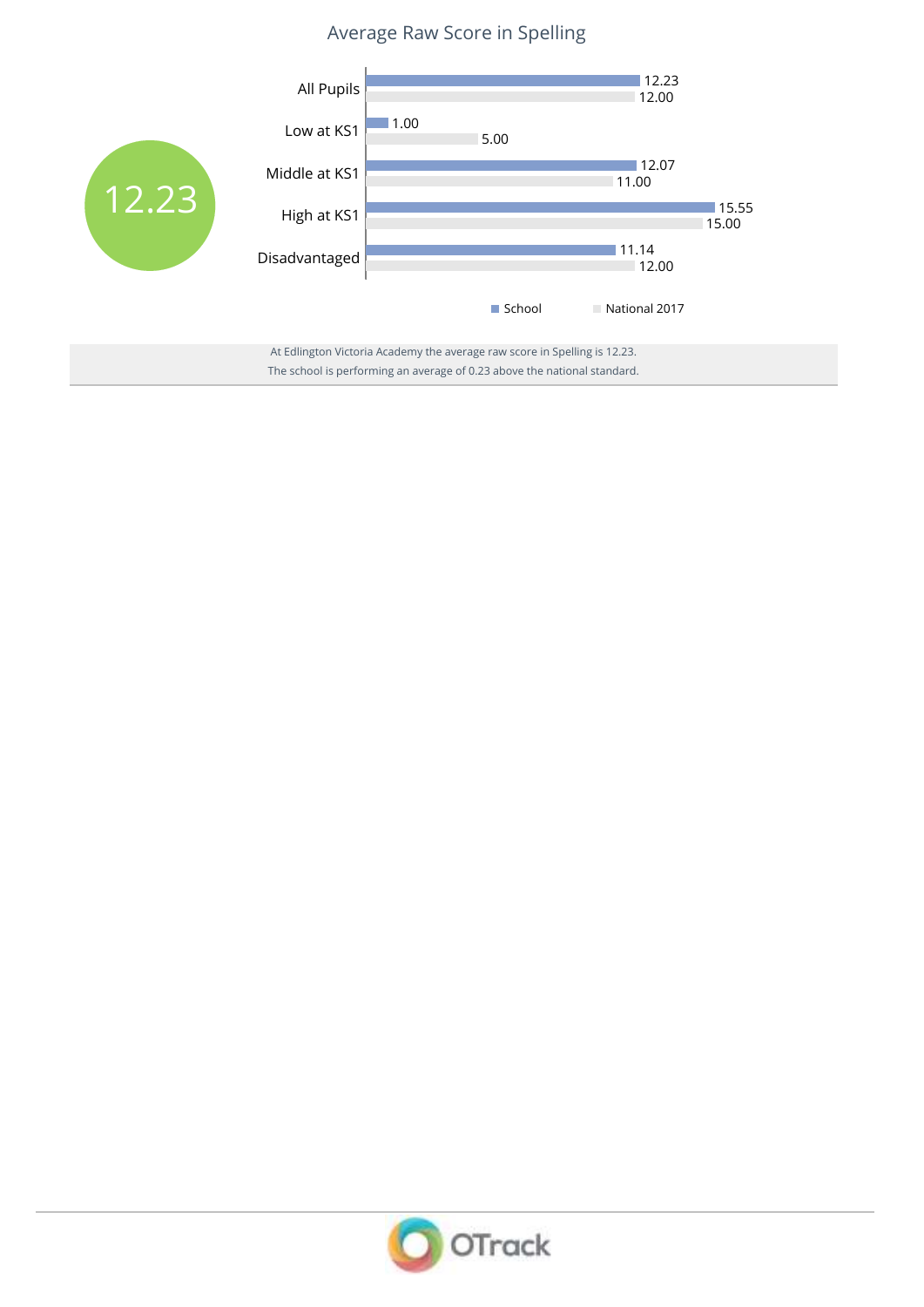## Average Raw Score in Spelling

**12.23**

| | School | National 2017 |
|---|---|---|
| All Pupils | 12.23 | 12.00 |
| Low at KS1 | 1.00 | 5.00 |
| Middle at KS1 | 12.07 | 11.00 |
| High at KS1 | 15.55 | 15.00 |
| Disadvantaged | 11.14 | 12.00 |

At Edlington Victoria Academy the average raw score in Spelling is 12.23.
The school is performing an average of 0.23 above the national standard.

OTrack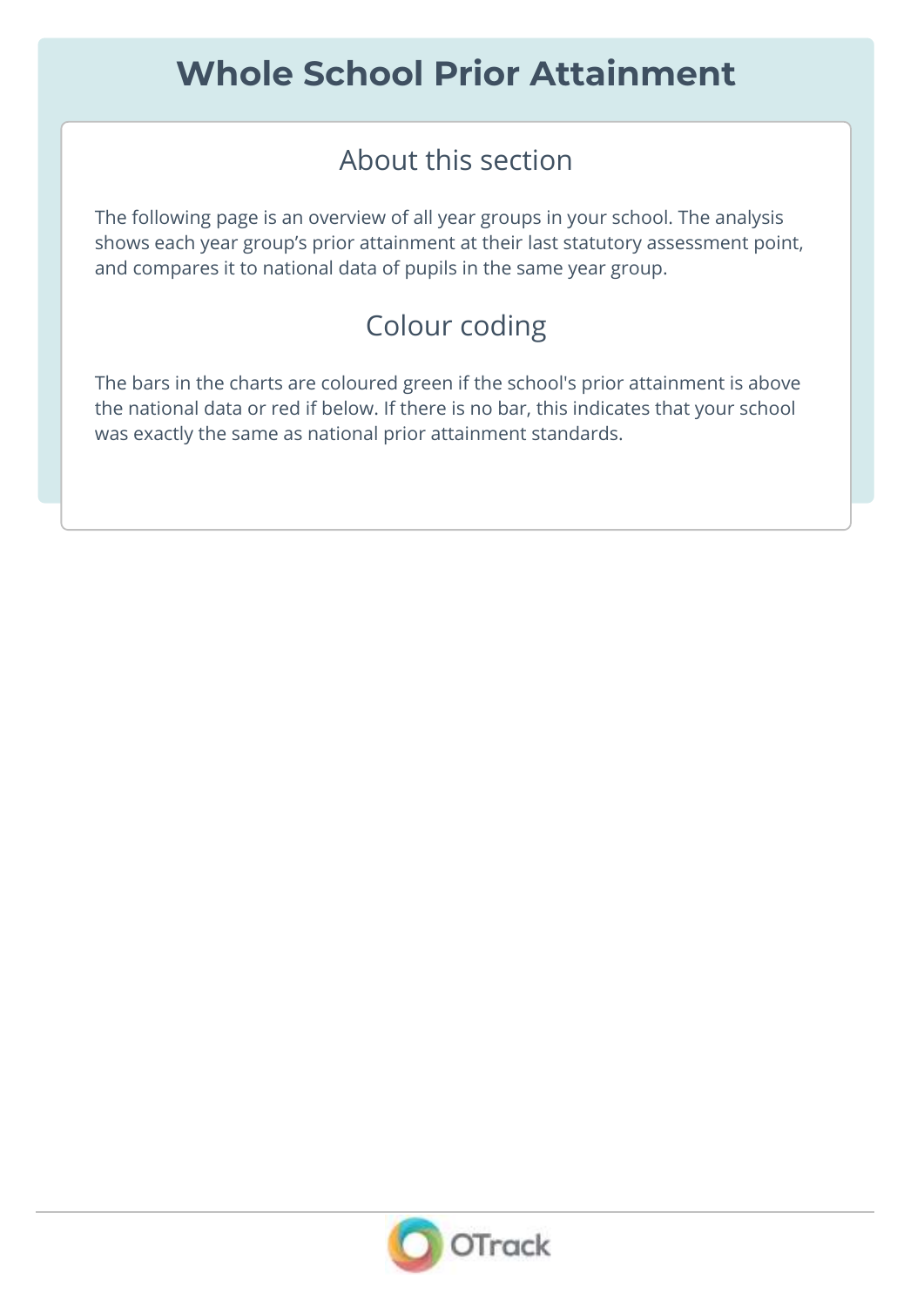# Whole School Prior Attainment

## About this section

The following page is an overview of all year groups in your school. The analysis shows each year group's prior attainment at their last statutory assessment point, and compares it to national data of pupils in the same year group.

## Colour coding

The bars in the charts are coloured green if the school's prior attainment is above the national data or red if below. If there is no bar, this indicates that your school was exactly the same as national prior attainment standards.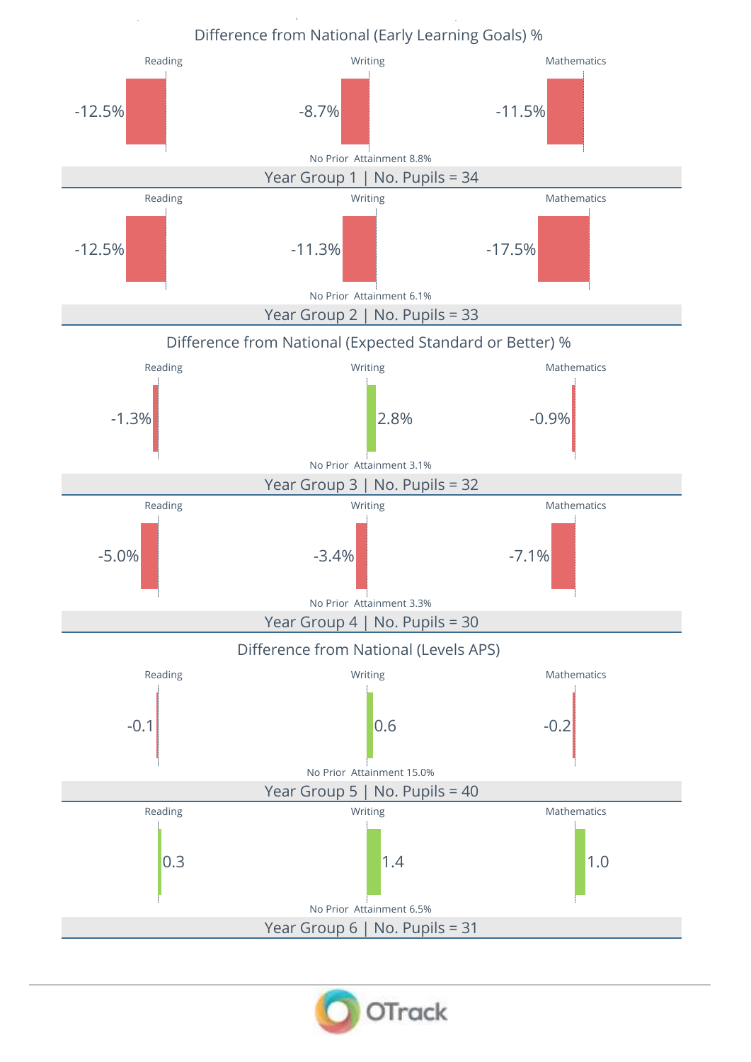## Difference from National (Early Learning Goals) %

| | Reading | Writing | Mathematics |
|---|---|---|---|
| Year Group 1 \| No. Pupils = 34 | -12.5% | -8.7% | -11.5% |

No Prior Attainment 8.8%

| | Reading | Writing | Mathematics |
|---|---|---|---|
| Year Group 2 \| No. Pupils = 33 | -12.5% | -11.3% | -17.5% |

No Prior Attainment 6.1%

## Difference from National (Expected Standard or Better) %

| | Reading | Writing | Mathematics |
|---|---|---|---|
| Year Group 3 \| No. Pupils = 32 | -1.3% | 2.8% | -0.9% |

No Prior Attainment 3.1%

| | Reading | Writing | Mathematics |
|---|---|---|---|
| Year Group 4 \| No. Pupils = 30 | -5.0% | -3.4% | -7.1% |

No Prior Attainment 3.3%

## Difference from National (Levels APS)

| | Reading | Writing | Mathematics |
|---|---|---|---|
| Year Group 5 \| No. Pupils = 40 | -0.1 | 0.6 | -0.2 |

No Prior Attainment 15.0%

| | Reading | Writing | Mathematics |
|---|---|---|---|
| Year Group 6 \| No. Pupils = 31 | 0.3 | 1.4 | 1.0 |

No Prior Attainment 6.5%

OTrack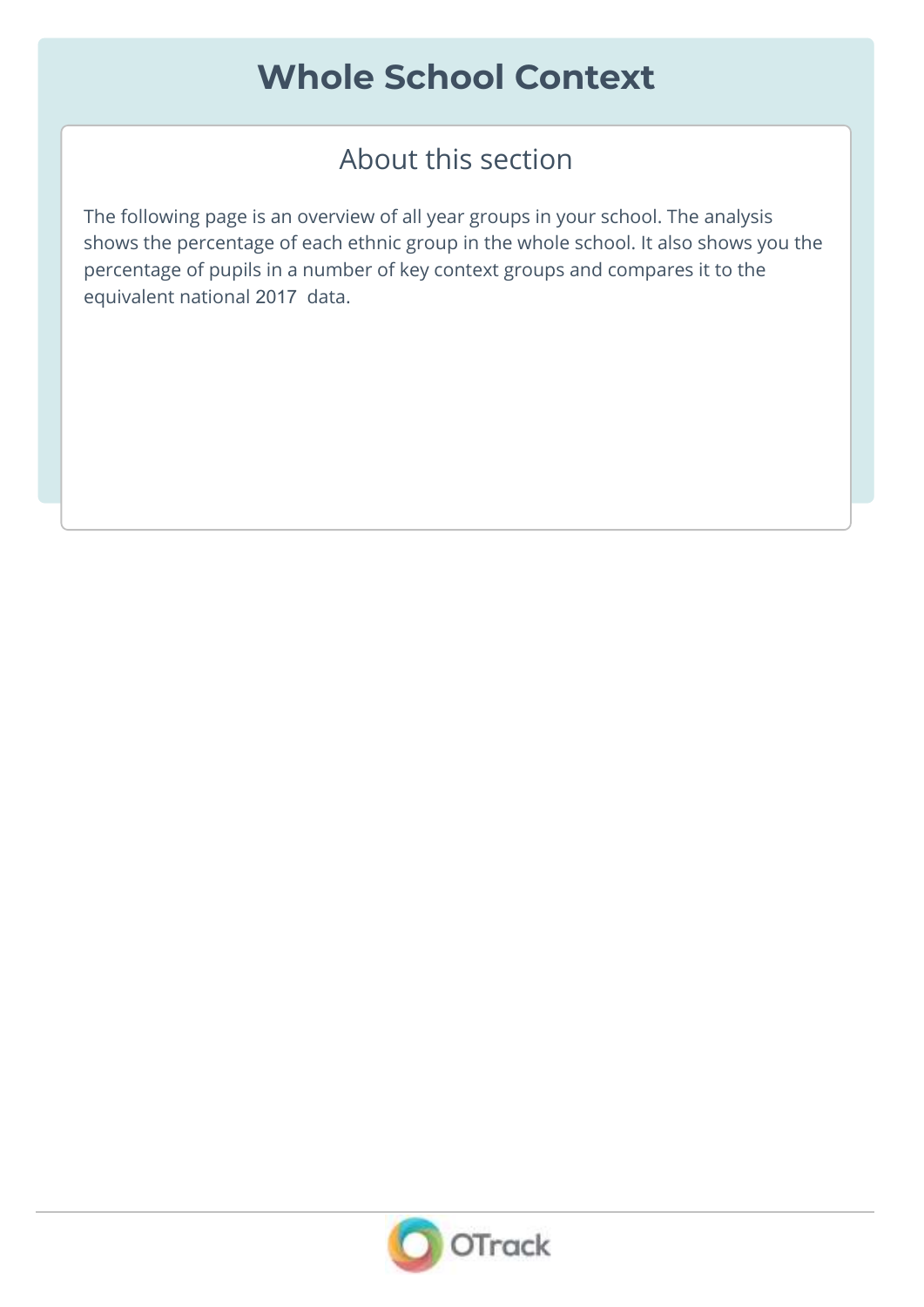# Whole School Context

## About this section

The following page is an overview of all year groups in your school. The analysis shows the percentage of each ethnic group in the whole school. It also shows you the percentage of pupils in a number of key context groups and compares it to the equivalent national 2017 data.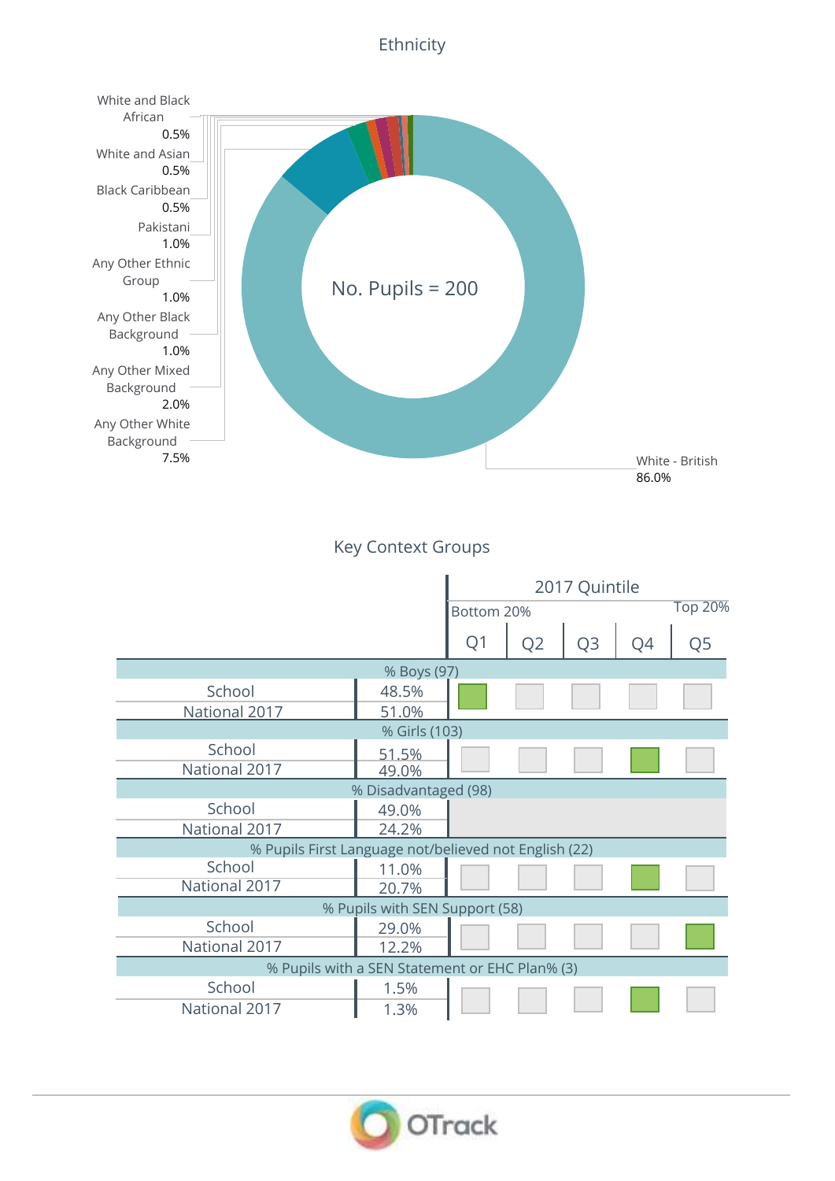## Ethnicity

No. Pupils = 200

White and Black African
0.5%

White and Asian
0.5%

Black Caribbean
0.5%

Pakistani
1.0%

Any Other Ethnic Group
1.0%

Any Other Black Background
1.0%

Any Other Mixed Background
2.0%

Any Other White Background
7.5%

White - British
86.0%

## Key Context Groups

2017 Quintile

Bottom 20% — Top 20%

Q1 Q2 Q3 Q4 Q5

% Boys (97)

School 48.5%

National 2017 51.0%

% Girls (103)

School 51.5%

National 2017 49.0%

% Disadvantaged (98)

School 49.0%

National 2017 24.2%

% Pupils First Language not/believed not English (22)

School 11.0%

National 2017 20.7%

% Pupils with SEN Support (58)

School 29.0%

National 2017 12.2%

% Pupils with a SEN Statement or EHC Plan% (3)

School 1.5%

National 2017 1.3%

OTrack